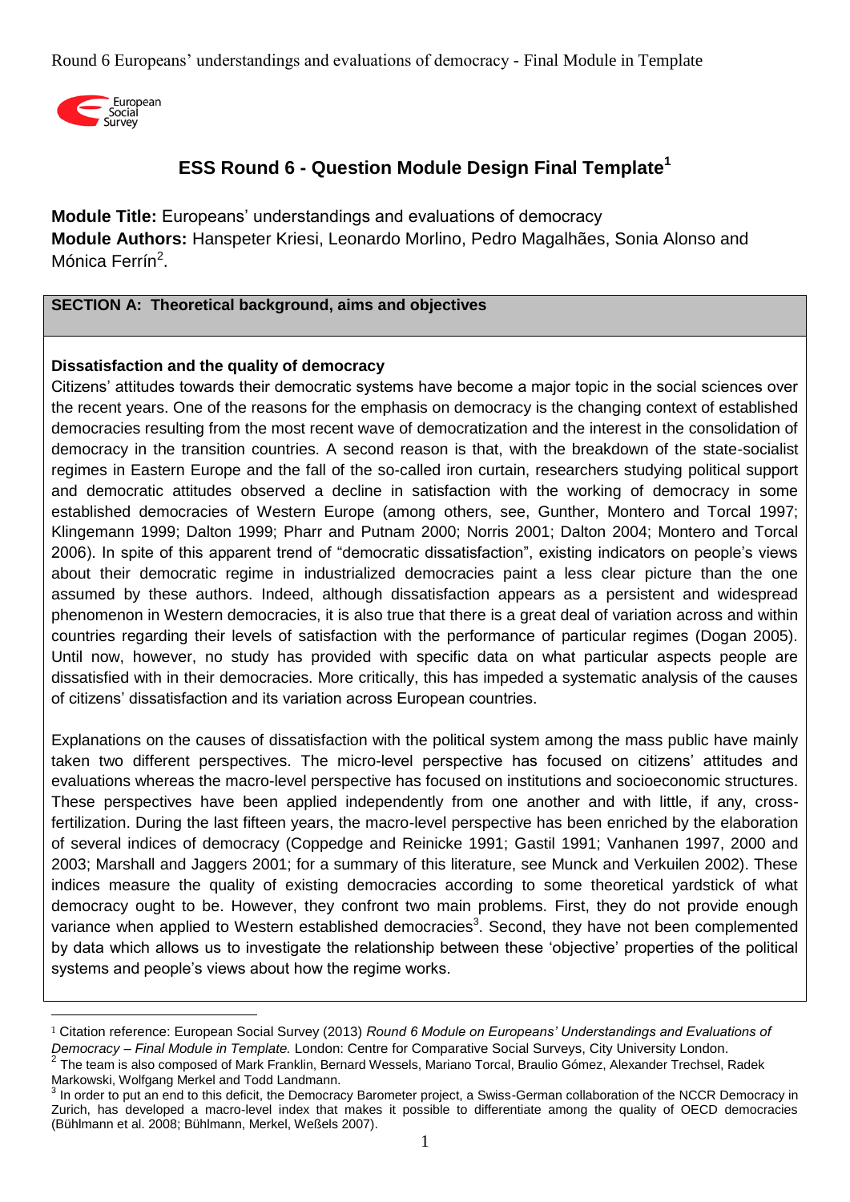# ESS Round 6 - Question Module Design Final Template[1]

**Module Title:** Europeans' understandings and evaluations of democracy
**Module Authors:** Hanspeter Kriesi, Leonardo Morlino, Pedro Magalhães, Sonia Alonso and Mónica Ferrín[2].

## SECTION A: Theoretical background, aims and objectives

### Dissatisfaction and the quality of democracy

Citizens' attitudes towards their democratic systems have become a major topic in the social sciences over the recent years. One of the reasons for the emphasis on democracy is the changing context of established democracies resulting from the most recent wave of democratization and the interest in the consolidation of democracy in the transition countries. A second reason is that, with the breakdown of the state-socialist regimes in Eastern Europe and the fall of the so-called iron curtain, researchers studying political support and democratic attitudes observed a decline in satisfaction with the working of democracy in some established democracies of Western Europe (among others, see, Gunther, Montero and Torcal 1997; Klingemann 1999; Dalton 1999; Pharr and Putnam 2000; Norris 2001; Dalton 2004; Montero and Torcal 2006). In spite of this apparent trend of "democratic dissatisfaction", existing indicators on people's views about their democratic regime in industrialized democracies paint a less clear picture than the one assumed by these authors. Indeed, although dissatisfaction appears as a persistent and widespread phenomenon in Western democracies, it is also true that there is a great deal of variation across and within countries regarding their levels of satisfaction with the performance of particular regimes (Dogan 2005). Until now, however, no study has provided with specific data on what particular aspects people are dissatisfied with in their democracies. More critically, this has impeded a systematic analysis of the causes of citizens' dissatisfaction and its variation across European countries.

Explanations on the causes of dissatisfaction with the political system among the mass public have mainly taken two different perspectives. The micro-level perspective has focused on citizens' attitudes and evaluations whereas the macro-level perspective has focused on institutions and socioeconomic structures. These perspectives have been applied independently from one another and with little, if any, cross-fertilization. During the last fifteen years, the macro-level perspective has been enriched by the elaboration of several indices of democracy (Coppedge and Reinicke 1991; Gastil 1991; Vanhanen 1997, 2000 and 2003; Marshall and Jaggers 2001; for a summary of this literature, see Munck and Verkuilen 2002). These indices measure the quality of existing democracies according to some theoretical yardstick of what democracy ought to be. However, they confront two main problems. First, they do not provide enough variance when applied to Western established democracies[3]. Second, they have not been complemented by data which allows us to investigate the relationship between these 'objective' properties of the political systems and people's views about how the regime works.

---

[1] Citation reference: European Social Survey (2013) *Round 6 Module on Europeans' Understandings and Evaluations of Democracy – Final Module in Template.* London: Centre for Comparative Social Surveys, City University London.

[2] The team is also composed of Mark Franklin, Bernard Wessels, Mariano Torcal, Braulio Gómez, Alexander Trechsel, Radek Markowski, Wolfgang Merkel and Todd Landmann.

[3] In order to put an end to this deficit, the Democracy Barometer project, a Swiss-German collaboration of the NCCR Democracy in Zurich, has developed a macro-level index that makes it possible to differentiate among the quality of OECD democracies (Bühlmann et al. 2008; Bühlmann, Merkel, Weßels 2007).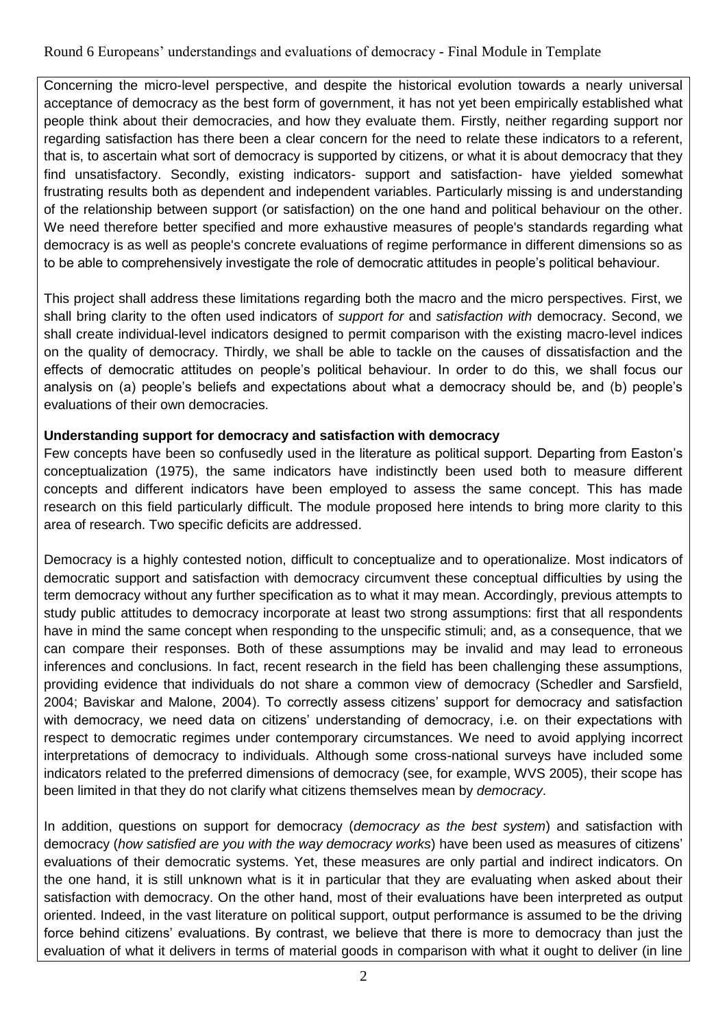Concerning the micro-level perspective, and despite the historical evolution towards a nearly universal acceptance of democracy as the best form of government, it has not yet been empirically established what people think about their democracies, and how they evaluate them. Firstly, neither regarding support nor regarding satisfaction has there been a clear concern for the need to relate these indicators to a referent, that is, to ascertain what sort of democracy is supported by citizens, or what it is about democracy that they find unsatisfactory. Secondly, existing indicators- support and satisfaction- have yielded somewhat frustrating results both as dependent and independent variables. Particularly missing is and understanding of the relationship between support (or satisfaction) on the one hand and political behaviour on the other. We need therefore better specified and more exhaustive measures of people's standards regarding what democracy is as well as people's concrete evaluations of regime performance in different dimensions so as to be able to comprehensively investigate the role of democratic attitudes in people's political behaviour.

This project shall address these limitations regarding both the macro and the micro perspectives. First, we shall bring clarity to the often used indicators of *support for* and *satisfaction with* democracy. Second, we shall create individual-level indicators designed to permit comparison with the existing macro-level indices on the quality of democracy. Thirdly, we shall be able to tackle on the causes of dissatisfaction and the effects of democratic attitudes on people's political behaviour. In order to do this, we shall focus our analysis on (a) people's beliefs and expectations about what a democracy should be, and (b) people's evaluations of their own democracies.

**Understanding support for democracy and satisfaction with democracy**

Few concepts have been so confusedly used in the literature as political support. Departing from Easton's conceptualization (1975), the same indicators have indistinctly been used both to measure different concepts and different indicators have been employed to assess the same concept. This has made research on this field particularly difficult. The module proposed here intends to bring more clarity to this area of research. Two specific deficits are addressed.

Democracy is a highly contested notion, difficult to conceptualize and to operationalize. Most indicators of democratic support and satisfaction with democracy circumvent these conceptual difficulties by using the term democracy without any further specification as to what it may mean. Accordingly, previous attempts to study public attitudes to democracy incorporate at least two strong assumptions: first that all respondents have in mind the same concept when responding to the unspecific stimuli; and, as a consequence, that we can compare their responses. Both of these assumptions may be invalid and may lead to erroneous inferences and conclusions. In fact, recent research in the field has been challenging these assumptions, providing evidence that individuals do not share a common view of democracy (Schedler and Sarsfield, 2004; Baviskar and Malone, 2004). To correctly assess citizens' support for democracy and satisfaction with democracy, we need data on citizens' understanding of democracy, i.e. on their expectations with respect to democratic regimes under contemporary circumstances. We need to avoid applying incorrect interpretations of democracy to individuals. Although some cross-national surveys have included some indicators related to the preferred dimensions of democracy (see, for example, WVS 2005), their scope has been limited in that they do not clarify what citizens themselves mean by *democracy*.

In addition, questions on support for democracy (*democracy as the best system*) and satisfaction with democracy (*how satisfied are you with the way democracy works*) have been used as measures of citizens' evaluations of their democratic systems. Yet, these measures are only partial and indirect indicators. On the one hand, it is still unknown what is it in particular that they are evaluating when asked about their satisfaction with democracy. On the other hand, most of their evaluations have been interpreted as output oriented. Indeed, in the vast literature on political support, output performance is assumed to be the driving force behind citizens' evaluations. By contrast, we believe that there is more to democracy than just the evaluation of what it delivers in terms of material goods in comparison with what it ought to deliver (in line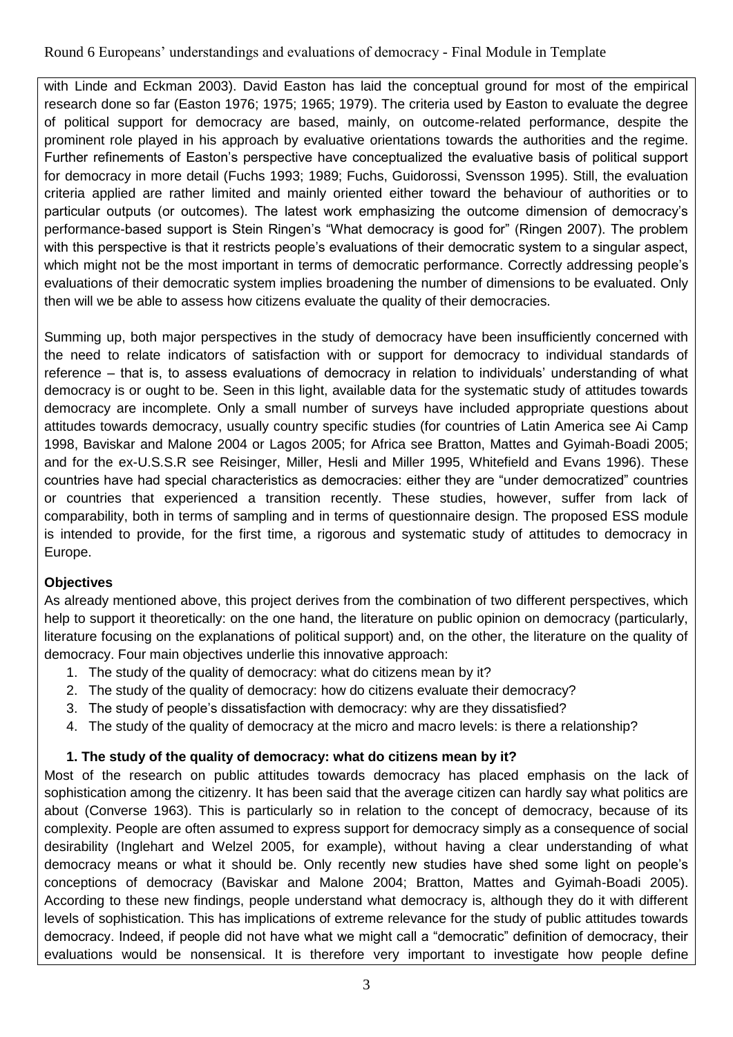with Linde and Eckman 2003). David Easton has laid the conceptual ground for most of the empirical research done so far (Easton 1976; 1975; 1965; 1979). The criteria used by Easton to evaluate the degree of political support for democracy are based, mainly, on outcome-related performance, despite the prominent role played in his approach by evaluative orientations towards the authorities and the regime. Further refinements of Easton's perspective have conceptualized the evaluative basis of political support for democracy in more detail (Fuchs 1993; 1989; Fuchs, Guidorossi, Svensson 1995). Still, the evaluation criteria applied are rather limited and mainly oriented either toward the behaviour of authorities or to particular outputs (or outcomes). The latest work emphasizing the outcome dimension of democracy's performance-based support is Stein Ringen's "What democracy is good for" (Ringen 2007). The problem with this perspective is that it restricts people's evaluations of their democratic system to a singular aspect, which might not be the most important in terms of democratic performance. Correctly addressing people's evaluations of their democratic system implies broadening the number of dimensions to be evaluated. Only then will we be able to assess how citizens evaluate the quality of their democracies.

Summing up, both major perspectives in the study of democracy have been insufficiently concerned with the need to relate indicators of satisfaction with or support for democracy to individual standards of reference – that is, to assess evaluations of democracy in relation to individuals' understanding of what democracy is or ought to be. Seen in this light, available data for the systematic study of attitudes towards democracy are incomplete. Only a small number of surveys have included appropriate questions about attitudes towards democracy, usually country specific studies (for countries of Latin America see Ai Camp 1998, Baviskar and Malone 2004 or Lagos 2005; for Africa see Bratton, Mattes and Gyimah-Boadi 2005; and for the ex-U.S.S.R see Reisinger, Miller, Hesli and Miller 1995, Whitefield and Evans 1996). These countries have had special characteristics as democracies: either they are "under democratized" countries or countries that experienced a transition recently. These studies, however, suffer from lack of comparability, both in terms of sampling and in terms of questionnaire design. The proposed ESS module is intended to provide, for the first time, a rigorous and systematic study of attitudes to democracy in Europe.

**Objectives**

As already mentioned above, this project derives from the combination of two different perspectives, which help to support it theoretically: on the one hand, the literature on public opinion on democracy (particularly, literature focusing on the explanations of political support) and, on the other, the literature on the quality of democracy. Four main objectives underlie this innovative approach:

1. The study of the quality of democracy: what do citizens mean by it?
2. The study of the quality of democracy: how do citizens evaluate their democracy?
3. The study of people's dissatisfaction with democracy: why are they dissatisfied?
4. The study of the quality of democracy at the micro and macro levels: is there a relationship?

**1. The study of the quality of democracy: what do citizens mean by it?**

Most of the research on public attitudes towards democracy has placed emphasis on the lack of sophistication among the citizenry. It has been said that the average citizen can hardly say what politics are about (Converse 1963). This is particularly so in relation to the concept of democracy, because of its complexity. People are often assumed to express support for democracy simply as a consequence of social desirability (Inglehart and Welzel 2005, for example), without having a clear understanding of what democracy means or what it should be. Only recently new studies have shed some light on people's conceptions of democracy (Baviskar and Malone 2004; Bratton, Mattes and Gyimah-Boadi 2005). According to these new findings, people understand what democracy is, although they do it with different levels of sophistication. This has implications of extreme relevance for the study of public attitudes towards democracy. Indeed, if people did not have what we might call a "democratic" definition of democracy, their evaluations would be nonsensical. It is therefore very important to investigate how people define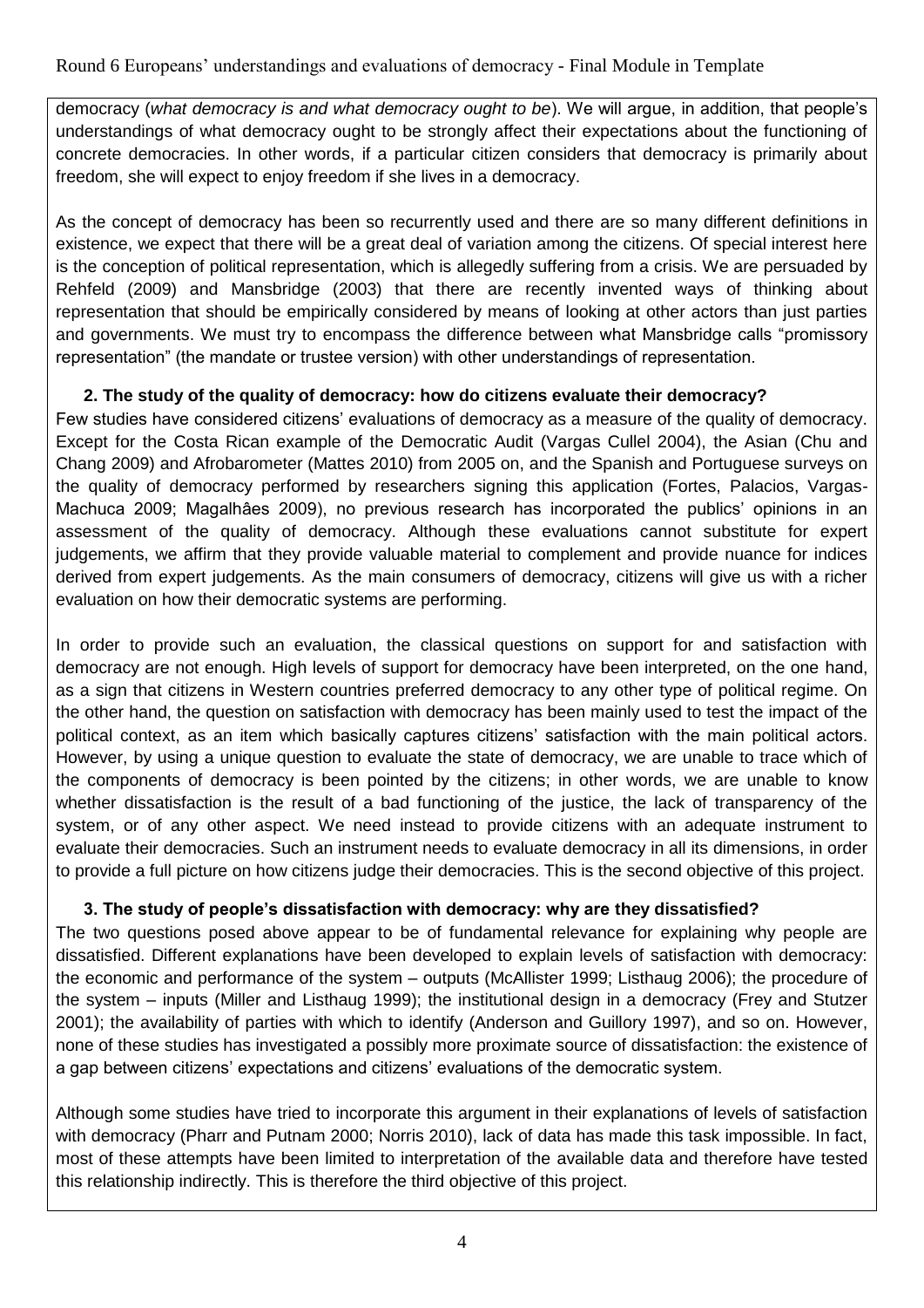democracy (*what democracy is and what democracy ought to be*). We will argue, in addition, that people's understandings of what democracy ought to be strongly affect their expectations about the functioning of concrete democracies. In other words, if a particular citizen considers that democracy is primarily about freedom, she will expect to enjoy freedom if she lives in a democracy.

As the concept of democracy has been so recurrently used and there are so many different definitions in existence, we expect that there will be a great deal of variation among the citizens. Of special interest here is the conception of political representation, which is allegedly suffering from a crisis. We are persuaded by Rehfeld (2009) and Mansbridge (2003) that there are recently invented ways of thinking about representation that should be empirically considered by means of looking at other actors than just parties and governments. We must try to encompass the difference between what Mansbridge calls "promissory representation" (the mandate or trustee version) with other understandings of representation.

**2. The study of the quality of democracy: how do citizens evaluate their democracy?**

Few studies have considered citizens' evaluations of democracy as a measure of the quality of democracy. Except for the Costa Rican example of the Democratic Audit (Vargas Cullel 2004), the Asian (Chu and Chang 2009) and Afrobarometer (Mattes 2010) from 2005 on, and the Spanish and Portuguese surveys on the quality of democracy performed by researchers signing this application (Fortes, Palacios, Vargas-Machuca 2009; Magalhâes 2009), no previous research has incorporated the publics' opinions in an assessment of the quality of democracy. Although these evaluations cannot substitute for expert judgements, we affirm that they provide valuable material to complement and provide nuance for indices derived from expert judgements. As the main consumers of democracy, citizens will give us with a richer evaluation on how their democratic systems are performing.

In order to provide such an evaluation, the classical questions on support for and satisfaction with democracy are not enough. High levels of support for democracy have been interpreted, on the one hand, as a sign that citizens in Western countries preferred democracy to any other type of political regime. On the other hand, the question on satisfaction with democracy has been mainly used to test the impact of the political context, as an item which basically captures citizens' satisfaction with the main political actors. However, by using a unique question to evaluate the state of democracy, we are unable to trace which of the components of democracy is been pointed by the citizens; in other words, we are unable to know whether dissatisfaction is the result of a bad functioning of the justice, the lack of transparency of the system, or of any other aspect. We need instead to provide citizens with an adequate instrument to evaluate their democracies. Such an instrument needs to evaluate democracy in all its dimensions, in order to provide a full picture on how citizens judge their democracies. This is the second objective of this project.

**3. The study of people's dissatisfaction with democracy: why are they dissatisfied?**

The two questions posed above appear to be of fundamental relevance for explaining why people are dissatisfied. Different explanations have been developed to explain levels of satisfaction with democracy: the economic and performance of the system – outputs (McAllister 1999; Listhaug 2006); the procedure of the system – inputs (Miller and Listhaug 1999); the institutional design in a democracy (Frey and Stutzer 2001); the availability of parties with which to identify (Anderson and Guillory 1997), and so on. However, none of these studies has investigated a possibly more proximate source of dissatisfaction: the existence of a gap between citizens' expectations and citizens' evaluations of the democratic system.

Although some studies have tried to incorporate this argument in their explanations of levels of satisfaction with democracy (Pharr and Putnam 2000; Norris 2010), lack of data has made this task impossible. In fact, most of these attempts have been limited to interpretation of the available data and therefore have tested this relationship indirectly. This is therefore the third objective of this project.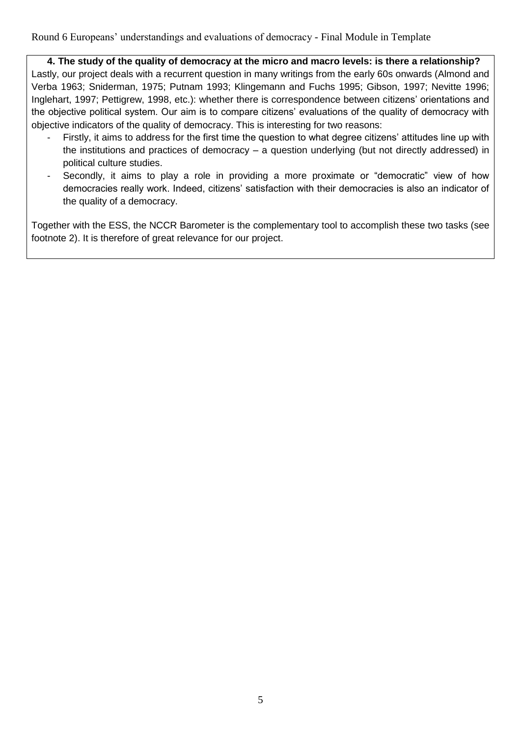**4. The study of the quality of democracy at the micro and macro levels: is there a relationship?**

Lastly, our project deals with a recurrent question in many writings from the early 60s onwards (Almond and Verba 1963; Sniderman, 1975; Putnam 1993; Klingemann and Fuchs 1995; Gibson, 1997; Nevitte 1996; Inglehart, 1997; Pettigrew, 1998, etc.): whether there is correspondence between citizens' orientations and the objective political system. Our aim is to compare citizens' evaluations of the quality of democracy with objective indicators of the quality of democracy. This is interesting for two reasons:

- Firstly, it aims to address for the first time the question to what degree citizens' attitudes line up with the institutions and practices of democracy – a question underlying (but not directly addressed) in political culture studies.
- Secondly, it aims to play a role in providing a more proximate or "democratic" view of how democracies really work. Indeed, citizens' satisfaction with their democracies is also an indicator of the quality of a democracy.

Together with the ESS, the NCCR Barometer is the complementary tool to accomplish these two tasks (see footnote 2). It is therefore of great relevance for our project.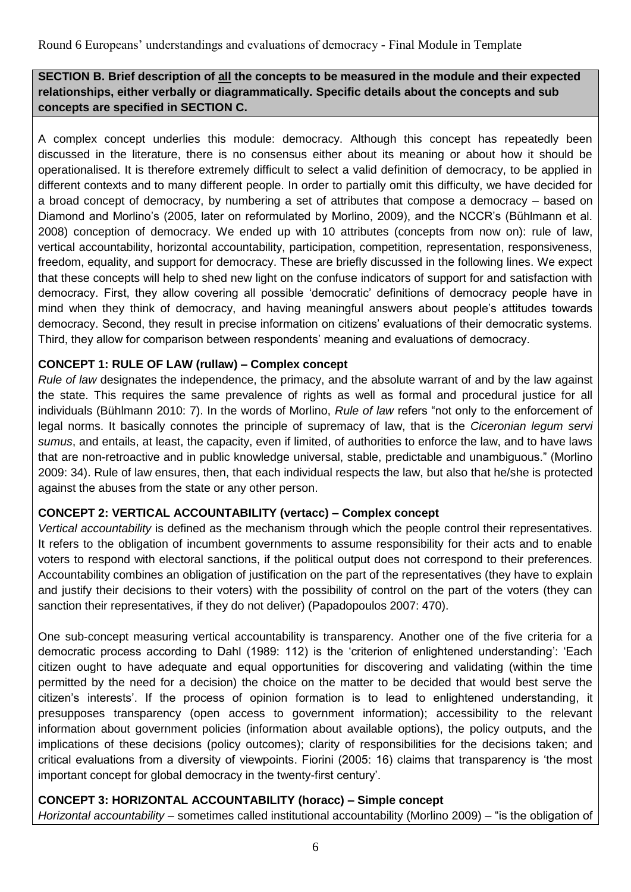**SECTION B. Brief description of <u>all</u> the concepts to be measured in the module and their expected relationships, either verbally or diagrammatically. Specific details about the concepts and sub concepts are specified in SECTION C.**

A complex concept underlies this module: democracy. Although this concept has repeatedly been discussed in the literature, there is no consensus either about its meaning or about how it should be operationalised. It is therefore extremely difficult to select a valid definition of democracy, to be applied in different contexts and to many different people. In order to partially omit this difficulty, we have decided for a broad concept of democracy, by numbering a set of attributes that compose a democracy – based on Diamond and Morlino's (2005, later on reformulated by Morlino, 2009), and the NCCR's (Bühlmann et al. 2008) conception of democracy. We ended up with 10 attributes (concepts from now on): rule of law, vertical accountability, horizontal accountability, participation, competition, representation, responsiveness, freedom, equality, and support for democracy. These are briefly discussed in the following lines. We expect that these concepts will help to shed new light on the confuse indicators of support for and satisfaction with democracy. First, they allow covering all possible 'democratic' definitions of democracy people have in mind when they think of democracy, and having meaningful answers about people's attitudes towards democracy. Second, they result in precise information on citizens' evaluations of their democratic systems. Third, they allow for comparison between respondents' meaning and evaluations of democracy.

**CONCEPT 1: RULE OF LAW (rullaw) – Complex concept**

*Rule of law* designates the independence, the primacy, and the absolute warrant of and by the law against the state. This requires the same prevalence of rights as well as formal and procedural justice for all individuals (Bühlmann 2010: 7). In the words of Morlino, *Rule of law* refers "not only to the enforcement of legal norms. It basically connotes the principle of supremacy of law, that is the *Ciceronian legum servi sumus*, and entails, at least, the capacity, even if limited, of authorities to enforce the law, and to have laws that are non-retroactive and in public knowledge universal, stable, predictable and unambiguous." (Morlino 2009: 34). Rule of law ensures, then, that each individual respects the law, but also that he/she is protected against the abuses from the state or any other person.

**CONCEPT 2: VERTICAL ACCOUNTABILITY (vertacc) – Complex concept**

*Vertical accountability* is defined as the mechanism through which the people control their representatives. It refers to the obligation of incumbent governments to assume responsibility for their acts and to enable voters to respond with electoral sanctions, if the political output does not correspond to their preferences. Accountability combines an obligation of justification on the part of the representatives (they have to explain and justify their decisions to their voters) with the possibility of control on the part of the voters (they can sanction their representatives, if they do not deliver) (Papadopoulos 2007: 470).

One sub-concept measuring vertical accountability is transparency. Another one of the five criteria for a democratic process according to Dahl (1989: 112) is the 'criterion of enlightened understanding': 'Each citizen ought to have adequate and equal opportunities for discovering and validating (within the time permitted by the need for a decision) the choice on the matter to be decided that would best serve the citizen's interests'. If the process of opinion formation is to lead to enlightened understanding, it presupposes transparency (open access to government information); accessibility to the relevant information about government policies (information about available options), the policy outputs, and the implications of these decisions (policy outcomes); clarity of responsibilities for the decisions taken; and critical evaluations from a diversity of viewpoints. Fiorini (2005: 16) claims that transparency is 'the most important concept for global democracy in the twenty-first century'.

**CONCEPT 3: HORIZONTAL ACCOUNTABILITY (horacc) – Simple concept**

*Horizontal accountability* – sometimes called institutional accountability (Morlino 2009) – "is the obligation of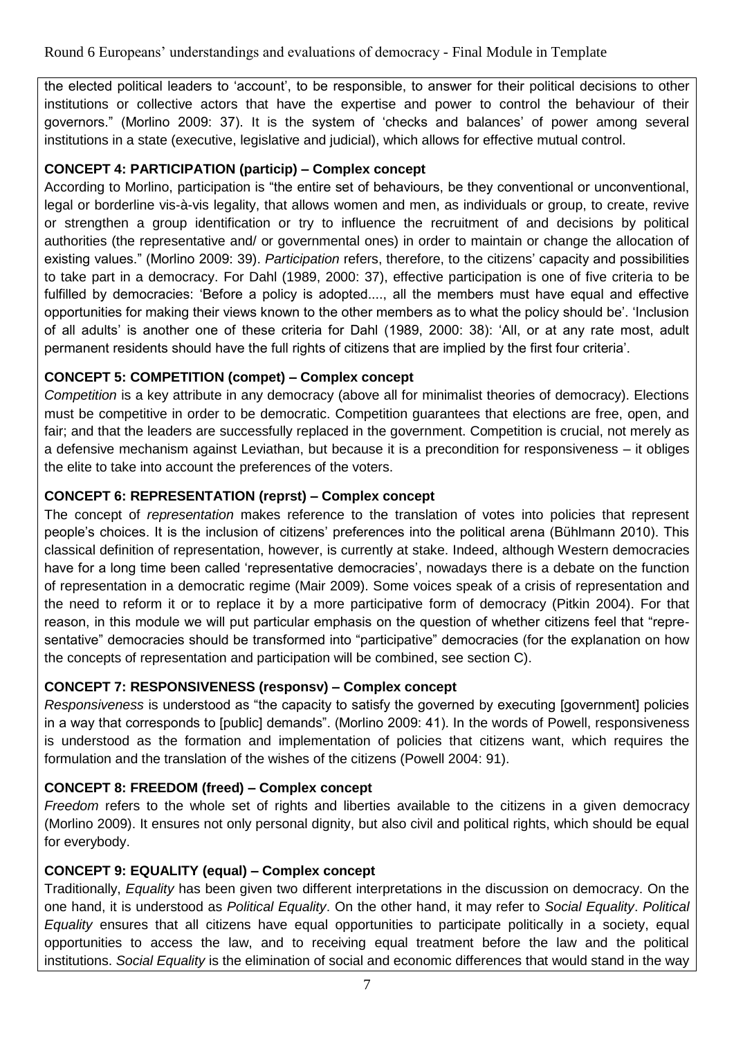the elected political leaders to 'account', to be responsible, to answer for their political decisions to other institutions or collective actors that have the expertise and power to control the behaviour of their governors." (Morlino 2009: 37). It is the system of 'checks and balances' of power among several institutions in a state (executive, legislative and judicial), which allows for effective mutual control.

**CONCEPT 4: PARTICIPATION (particip) – Complex concept**

According to Morlino, participation is "the entire set of behaviours, be they conventional or unconventional, legal or borderline vis-à-vis legality, that allows women and men, as individuals or group, to create, revive or strengthen a group identification or try to influence the recruitment of and decisions by political authorities (the representative and/ or governmental ones) in order to maintain or change the allocation of existing values." (Morlino 2009: 39). *Participation* refers, therefore, to the citizens' capacity and possibilities to take part in a democracy. For Dahl (1989, 2000: 37), effective participation is one of five criteria to be fulfilled by democracies: 'Before a policy is adopted...., all the members must have equal and effective opportunities for making their views known to the other members as to what the policy should be'. 'Inclusion of all adults' is another one of these criteria for Dahl (1989, 2000: 38): 'All, or at any rate most, adult permanent residents should have the full rights of citizens that are implied by the first four criteria'.

**CONCEPT 5: COMPETITION (compet) – Complex concept**

*Competition* is a key attribute in any democracy (above all for minimalist theories of democracy). Elections must be competitive in order to be democratic. Competition guarantees that elections are free, open, and fair; and that the leaders are successfully replaced in the government. Competition is crucial, not merely as a defensive mechanism against Leviathan, but because it is a precondition for responsiveness – it obliges the elite to take into account the preferences of the voters.

**CONCEPT 6: REPRESENTATION (reprst) – Complex concept**

The concept of *representation* makes reference to the translation of votes into policies that represent people's choices. It is the inclusion of citizens' preferences into the political arena (Bühlmann 2010). This classical definition of representation, however, is currently at stake. Indeed, although Western democracies have for a long time been called 'representative democracies', nowadays there is a debate on the function of representation in a democratic regime (Mair 2009). Some voices speak of a crisis of representation and the need to reform it or to replace it by a more participative form of democracy (Pitkin 2004). For that reason, in this module we will put particular emphasis on the question of whether citizens feel that "representative" democracies should be transformed into "participative" democracies (for the explanation on how the concepts of representation and participation will be combined, see section C).

**CONCEPT 7: RESPONSIVENESS (responsv) – Complex concept**

*Responsiveness* is understood as "the capacity to satisfy the governed by executing [government] policies in a way that corresponds to [public] demands". (Morlino 2009: 41). In the words of Powell, responsiveness is understood as the formation and implementation of policies that citizens want, which requires the formulation and the translation of the wishes of the citizens (Powell 2004: 91).

**CONCEPT 8: FREEDOM (freed) – Complex concept**

*Freedom* refers to the whole set of rights and liberties available to the citizens in a given democracy (Morlino 2009). It ensures not only personal dignity, but also civil and political rights, which should be equal for everybody.

**CONCEPT 9: EQUALITY (equal) – Complex concept**

Traditionally, *Equality* has been given two different interpretations in the discussion on democracy. On the one hand, it is understood as *Political Equality*. On the other hand, it may refer to *Social Equality*. *Political Equality* ensures that all citizens have equal opportunities to participate politically in a society, equal opportunities to access the law, and to receiving equal treatment before the law and the political institutions. *Social Equality* is the elimination of social and economic differences that would stand in the way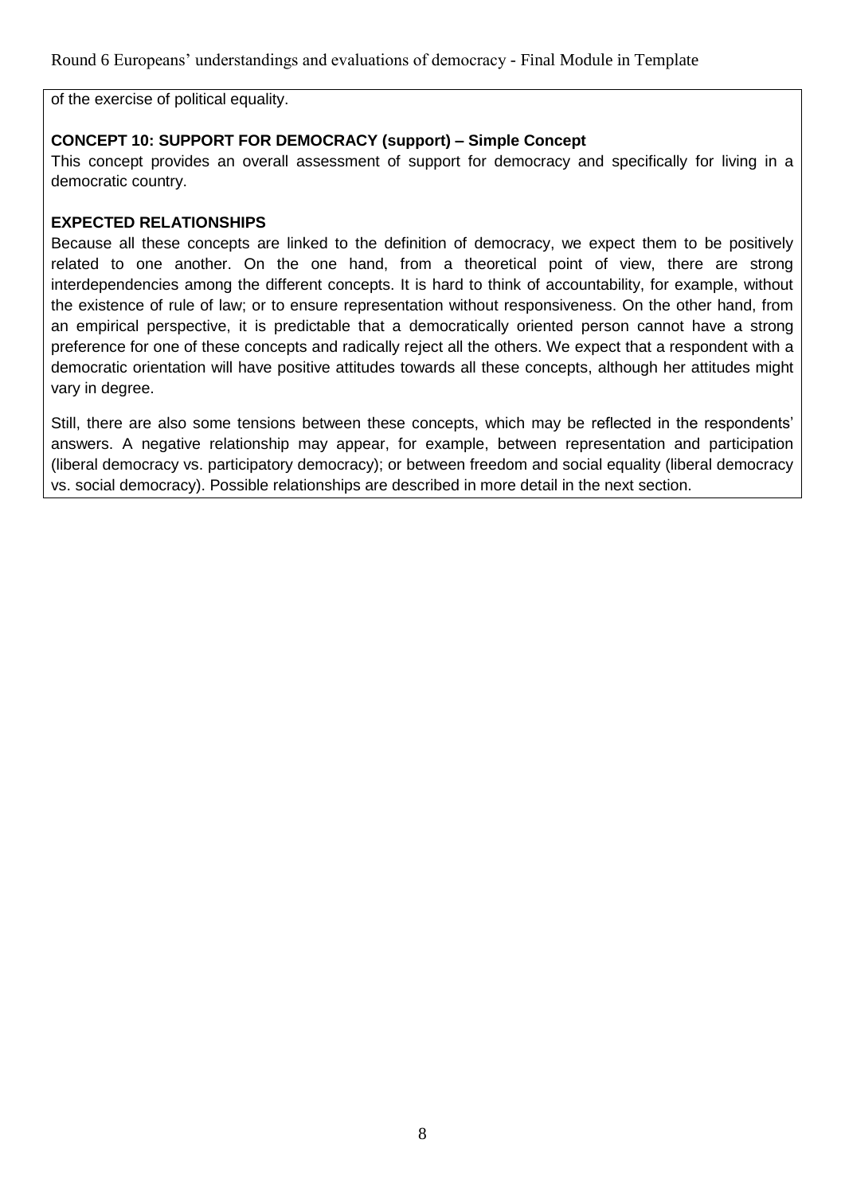of the exercise of political equality.

**CONCEPT 10: SUPPORT FOR DEMOCRACY (support) – Simple Concept**

This concept provides an overall assessment of support for democracy and specifically for living in a democratic country.

**EXPECTED RELATIONSHIPS**

Because all these concepts are linked to the definition of democracy, we expect them to be positively related to one another. On the one hand, from a theoretical point of view, there are strong interdependencies among the different concepts. It is hard to think of accountability, for example, without the existence of rule of law; or to ensure representation without responsiveness. On the other hand, from an empirical perspective, it is predictable that a democratically oriented person cannot have a strong preference for one of these concepts and radically reject all the others. We expect that a respondent with a democratic orientation will have positive attitudes towards all these concepts, although her attitudes might vary in degree.

Still, there are also some tensions between these concepts, which may be reflected in the respondents' answers. A negative relationship may appear, for example, between representation and participation (liberal democracy vs. participatory democracy); or between freedom and social equality (liberal democracy vs. social democracy). Possible relationships are described in more detail in the next section.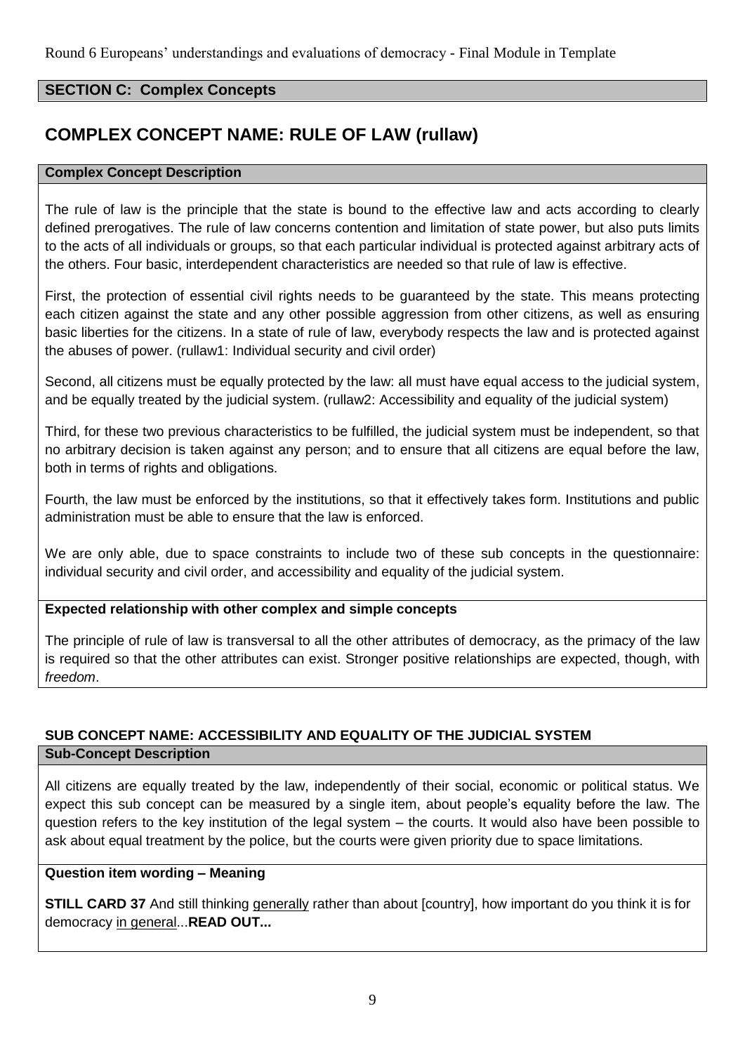## SECTION C: Complex Concepts

# COMPLEX CONCEPT NAME: RULE OF LAW (rullaw)

**Complex Concept Description**

The rule of law is the principle that the state is bound to the effective law and acts according to clearly defined prerogatives. The rule of law concerns contention and limitation of state power, but also puts limits to the acts of all individuals or groups, so that each particular individual is protected against arbitrary acts of the others. Four basic, interdependent characteristics are needed so that rule of law is effective.

First, the protection of essential civil rights needs to be guaranteed by the state. This means protecting each citizen against the state and any other possible aggression from other citizens, as well as ensuring basic liberties for the citizens. In a state of rule of law, everybody respects the law and is protected against the abuses of power. (rullaw1: Individual security and civil order)

Second, all citizens must be equally protected by the law: all must have equal access to the judicial system, and be equally treated by the judicial system. (rullaw2: Accessibility and equality of the judicial system)

Third, for these two previous characteristics to be fulfilled, the judicial system must be independent, so that no arbitrary decision is taken against any person; and to ensure that all citizens are equal before the law, both in terms of rights and obligations.

Fourth, the law must be enforced by the institutions, so that it effectively takes form. Institutions and public administration must be able to ensure that the law is enforced.

We are only able, due to space constraints to include two of these sub concepts in the questionnaire: individual security and civil order, and accessibility and equality of the judicial system.

**Expected relationship with other complex and simple concepts**

The principle of rule of law is transversal to all the other attributes of democracy, as the primacy of the law is required so that the other attributes can exist. Stronger positive relationships are expected, though, with *freedom*.

### SUB CONCEPT NAME: ACCESSIBILITY AND EQUALITY OF THE JUDICIAL SYSTEM

**Sub-Concept Description**

All citizens are equally treated by the law, independently of their social, economic or political status. We expect this sub concept can be measured by a single item, about people's equality before the law. The question refers to the key institution of the legal system – the courts. It would also have been possible to ask about equal treatment by the police, but the courts were given priority due to space limitations.

**Question item wording – Meaning**

**STILL CARD 37** And still thinking generally rather than about [country], how important do you think it is for democracy in general...**READ OUT...**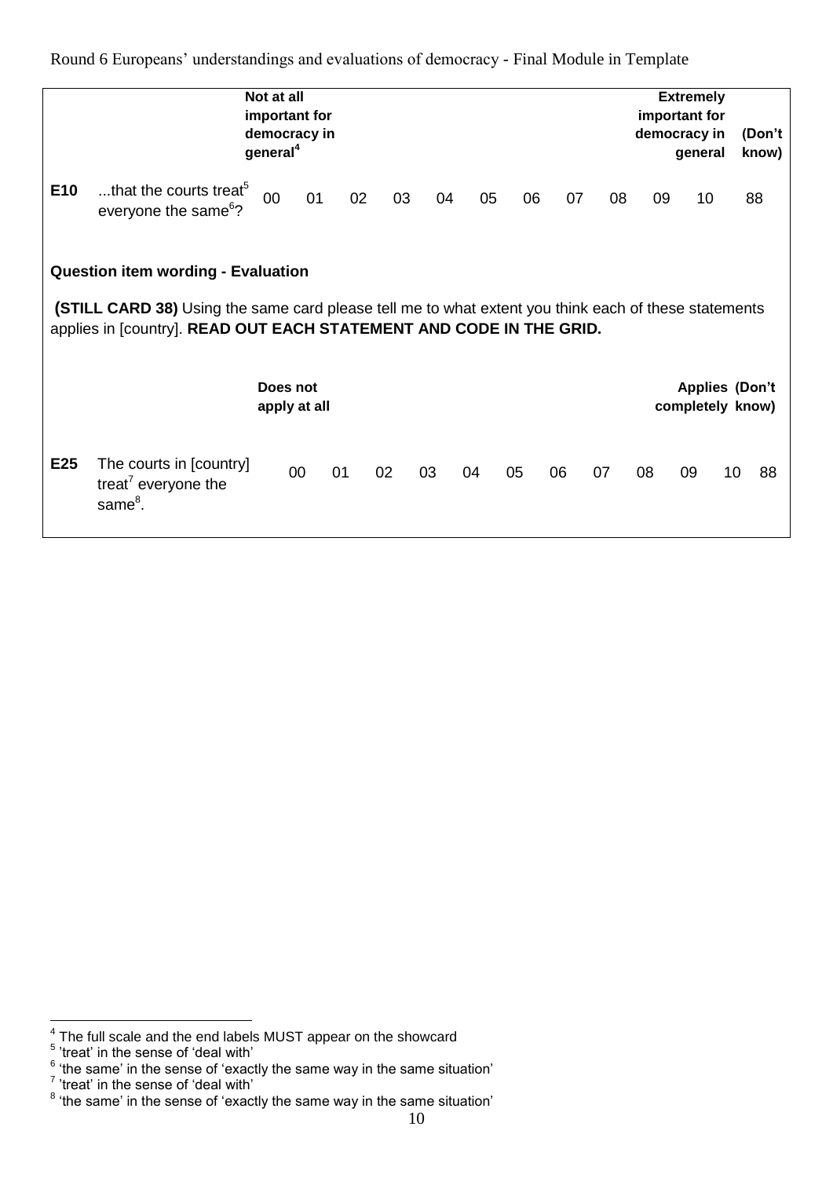| | | Not at all important for democracy in general[4] | | | | | | | | | | Extremely important for democracy in general | (Don't know) |
|---|---|---|---|---|---|---|---|---|---|---|---|---|---|
| **E10** | ...that the courts treat[5] everyone the same[6]? | 00 | 01 | 02 | 03 | 04 | 05 | 06 | 07 | 08 | 09 | 10 | 88 |

**Question item wording - Evaluation**

**(STILL CARD 38)** Using the same card please tell me to what extent you think each of these statements applies in [country]. **READ OUT EACH STATEMENT AND CODE IN THE GRID.**

| | | Does not apply at all | | | | | | | | | | Applies completely | (Don't know) |
|---|---|---|---|---|---|---|---|---|---|---|---|---|---|
| **E25** | The courts in [country] treat[7] everyone the same[8]. | 00 | 01 | 02 | 03 | 04 | 05 | 06 | 07 | 08 | 09 | 10 | 88 |

---

[4] The full scale and the end labels MUST appear on the showcard

[5] 'treat' in the sense of 'deal with'

[6] 'the same' in the sense of 'exactly the same way in the same situation'

[7] 'treat' in the sense of 'deal with'

[8] 'the same' in the sense of 'exactly the same way in the same situation'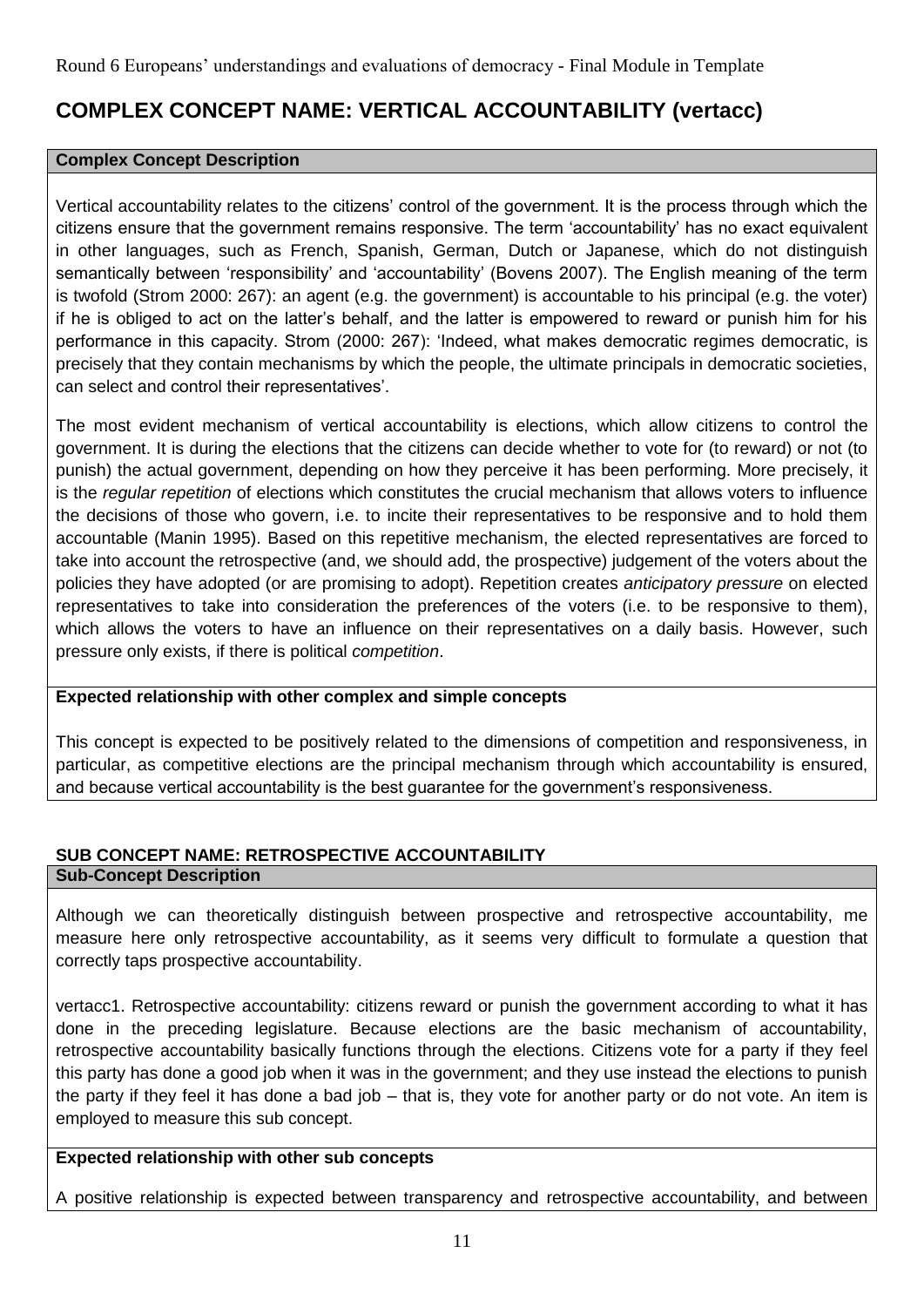## COMPLEX CONCEPT NAME: VERTICAL ACCOUNTABILITY (vertacc)

**Complex Concept Description**

Vertical accountability relates to the citizens' control of the government. It is the process through which the citizens ensure that the government remains responsive. The term 'accountability' has no exact equivalent in other languages, such as French, Spanish, German, Dutch or Japanese, which do not distinguish semantically between 'responsibility' and 'accountability' (Bovens 2007). The English meaning of the term is twofold (Strom 2000: 267): an agent (e.g. the government) is accountable to his principal (e.g. the voter) if he is obliged to act on the latter's behalf, and the latter is empowered to reward or punish him for his performance in this capacity. Strom (2000: 267): 'Indeed, what makes democratic regimes democratic, is precisely that they contain mechanisms by which the people, the ultimate principals in democratic societies, can select and control their representatives'.

The most evident mechanism of vertical accountability is elections, which allow citizens to control the government. It is during the elections that the citizens can decide whether to vote for (to reward) or not (to punish) the actual government, depending on how they perceive it has been performing. More precisely, it is the *regular repetition* of elections which constitutes the crucial mechanism that allows voters to influence the decisions of those who govern, i.e. to incite their representatives to be responsive and to hold them accountable (Manin 1995). Based on this repetitive mechanism, the elected representatives are forced to take into account the retrospective (and, we should add, the prospective) judgement of the voters about the policies they have adopted (or are promising to adopt). Repetition creates *anticipatory pressure* on elected representatives to take into consideration the preferences of the voters (i.e. to be responsive to them), which allows the voters to have an influence on their representatives on a daily basis. However, such pressure only exists, if there is political *competition*.

**Expected relationship with other complex and simple concepts**

This concept is expected to be positively related to the dimensions of competition and responsiveness, in particular, as competitive elections are the principal mechanism through which accountability is ensured, and because vertical accountability is the best guarantee for the government's responsiveness.

### SUB CONCEPT NAME: RETROSPECTIVE ACCOUNTABILITY

**Sub-Concept Description**

Although we can theoretically distinguish between prospective and retrospective accountability, me measure here only retrospective accountability, as it seems very difficult to formulate a question that correctly taps prospective accountability.

vertacc1. Retrospective accountability: citizens reward or punish the government according to what it has done in the preceding legislature. Because elections are the basic mechanism of accountability, retrospective accountability basically functions through the elections. Citizens vote for a party if they feel this party has done a good job when it was in the government; and they use instead the elections to punish the party if they feel it has done a bad job – that is, they vote for another party or do not vote. An item is employed to measure this sub concept.

**Expected relationship with other sub concepts**

A positive relationship is expected between transparency and retrospective accountability, and between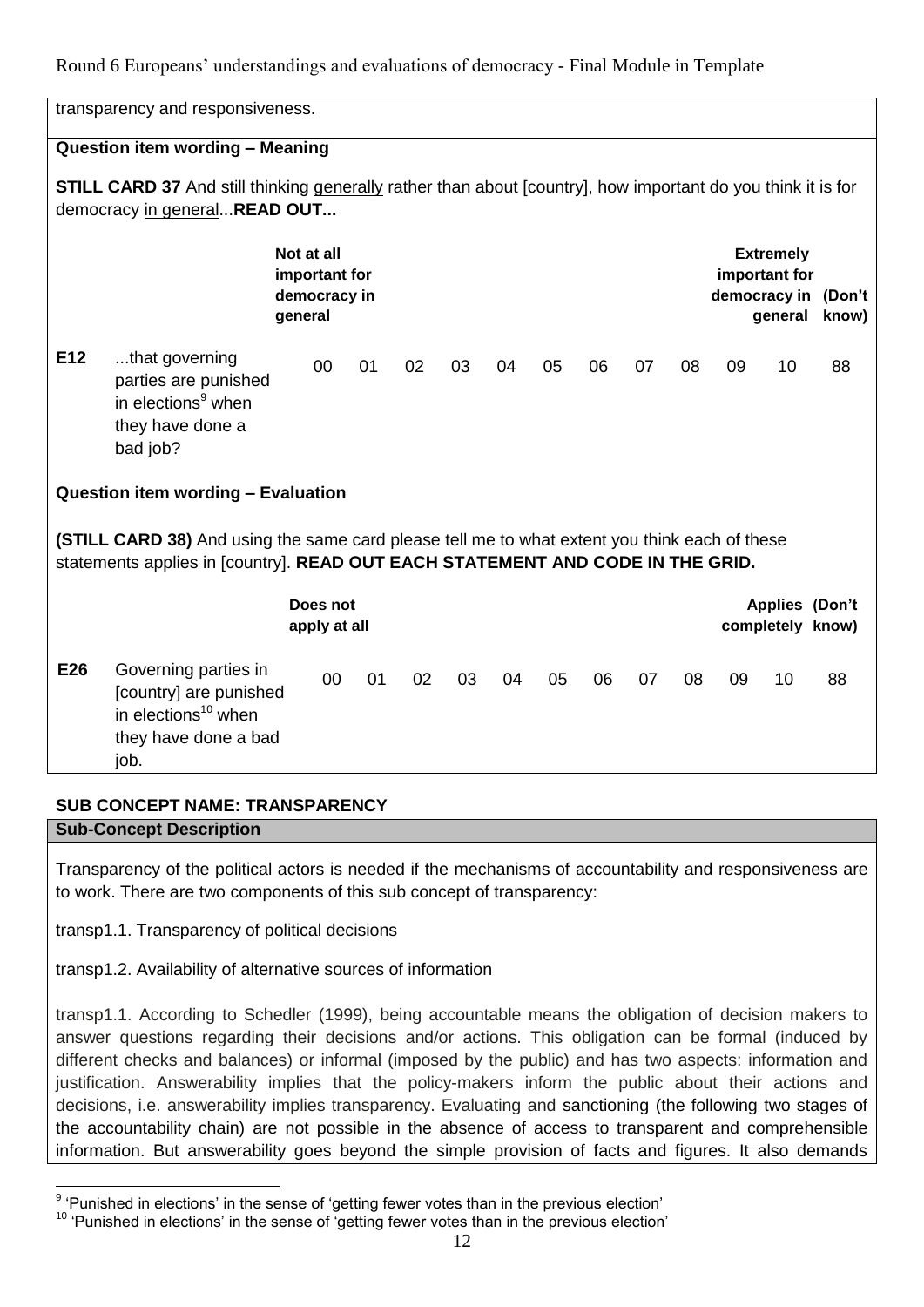transparency and responsiveness.

**Question item wording – Meaning**

**STILL CARD 37** And still thinking generally rather than about [country], how important do you think it is for democracy in general...**READ OUT...**

| | | Not at all important for democracy in general | | | | | | | | | | Extremely important for democracy in general | (Don't know) |
|---|---|---|---|---|---|---|---|---|---|---|---|---|---|
| **E12** | ...that governing parties are punished in elections[9] when they have done a bad job? | 00 | 01 | 02 | 03 | 04 | 05 | 06 | 07 | 08 | 09 | 10 | 88 |

**Question item wording – Evaluation**

**(STILL CARD 38)** And using the same card please tell me to what extent you think each of these statements applies in [country]. **READ OUT EACH STATEMENT AND CODE IN THE GRID.**

| | | Does not apply at all | | | | | | | | | | Applies completely | (Don't know) |
|---|---|---|---|---|---|---|---|---|---|---|---|---|---|
| **E26** | Governing parties in [country] are punished in elections[10] when they have done a bad job. | 00 | 01 | 02 | 03 | 04 | 05 | 06 | 07 | 08 | 09 | 10 | 88 |

**SUB CONCEPT NAME: TRANSPARENCY**

**Sub-Concept Description**

Transparency of the political actors is needed if the mechanisms of accountability and responsiveness are to work. There are two components of this sub concept of transparency:

transp1.1. Transparency of political decisions

transp1.2. Availability of alternative sources of information

transp1.1. According to Schedler (1999), being accountable means the obligation of decision makers to answer questions regarding their decisions and/or actions. This obligation can be formal (induced by different checks and balances) or informal (imposed by the public) and has two aspects: information and justification. Answerability implies that the policy-makers inform the public about their actions and decisions, i.e. answerability implies transparency. Evaluating and sanctioning (the following two stages of the accountability chain) are not possible in the absence of access to transparent and comprehensible information. But answerability goes beyond the simple provision of facts and figures. It also demands

[9] 'Punished in elections' in the sense of 'getting fewer votes than in the previous election'

[10] 'Punished in elections' in the sense of 'getting fewer votes than in the previous election'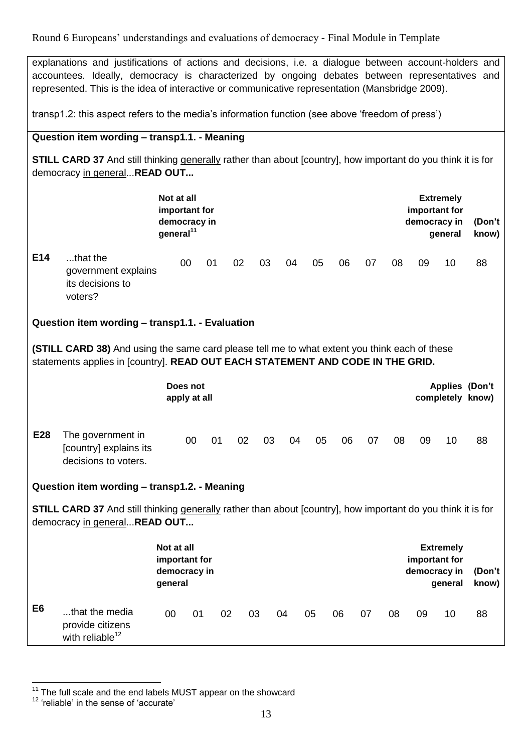explanations and justifications of actions and decisions, i.e. a dialogue between account-holders and accountees. Ideally, democracy is characterized by ongoing debates between representatives and represented. This is the idea of interactive or communicative representation (Mansbridge 2009).

transp1.2: this aspect refers to the media's information function (see above 'freedom of press')

**Question item wording – transp1.1. - Meaning**

**STILL CARD 37** And still thinking generally rather than about [country], how important do you think it is for democracy in general...**READ OUT...**

| | | **Not at all important for democracy in general**[11] | | | | | | | | | | **Extremely important for democracy in general** | **(Don't know)** |
|---|---|---|---|---|---|---|---|---|---|---|---|---|---|
| **E14** | ...that the government explains its decisions to voters? | 00 | 01 | 02 | 03 | 04 | 05 | 06 | 07 | 08 | 09 | 10 | 88 |

**Question item wording – transp1.1. - Evaluation**

**(STILL CARD 38)** And using the same card please tell me to what extent you think each of these statements applies in [country]. **READ OUT EACH STATEMENT AND CODE IN THE GRID.**

| | | **Does not apply at all** | | | | | | | | | | **Applies completely** | **(Don't know)** |
|---|---|---|---|---|---|---|---|---|---|---|---|---|---|
| **E28** | The government in [country] explains its decisions to voters. | 00 | 01 | 02 | 03 | 04 | 05 | 06 | 07 | 08 | 09 | 10 | 88 |

**Question item wording – transp1.2. - Meaning**

**STILL CARD 37** And still thinking generally rather than about [country], how important do you think it is for democracy in general...**READ OUT...**

| | | **Not at all important for democracy in general** | | | | | | | | | | **Extremely important for democracy in general** | **(Don't know)** |
|---|---|---|---|---|---|---|---|---|---|---|---|---|---|
| **E6** | ...that the media provide citizens with reliable[12] | 00 | 01 | 02 | 03 | 04 | 05 | 06 | 07 | 08 | 09 | 10 | 88 |

[11] The full scale and the end labels MUST appear on the showcard

[12] 'reliable' in the sense of 'accurate'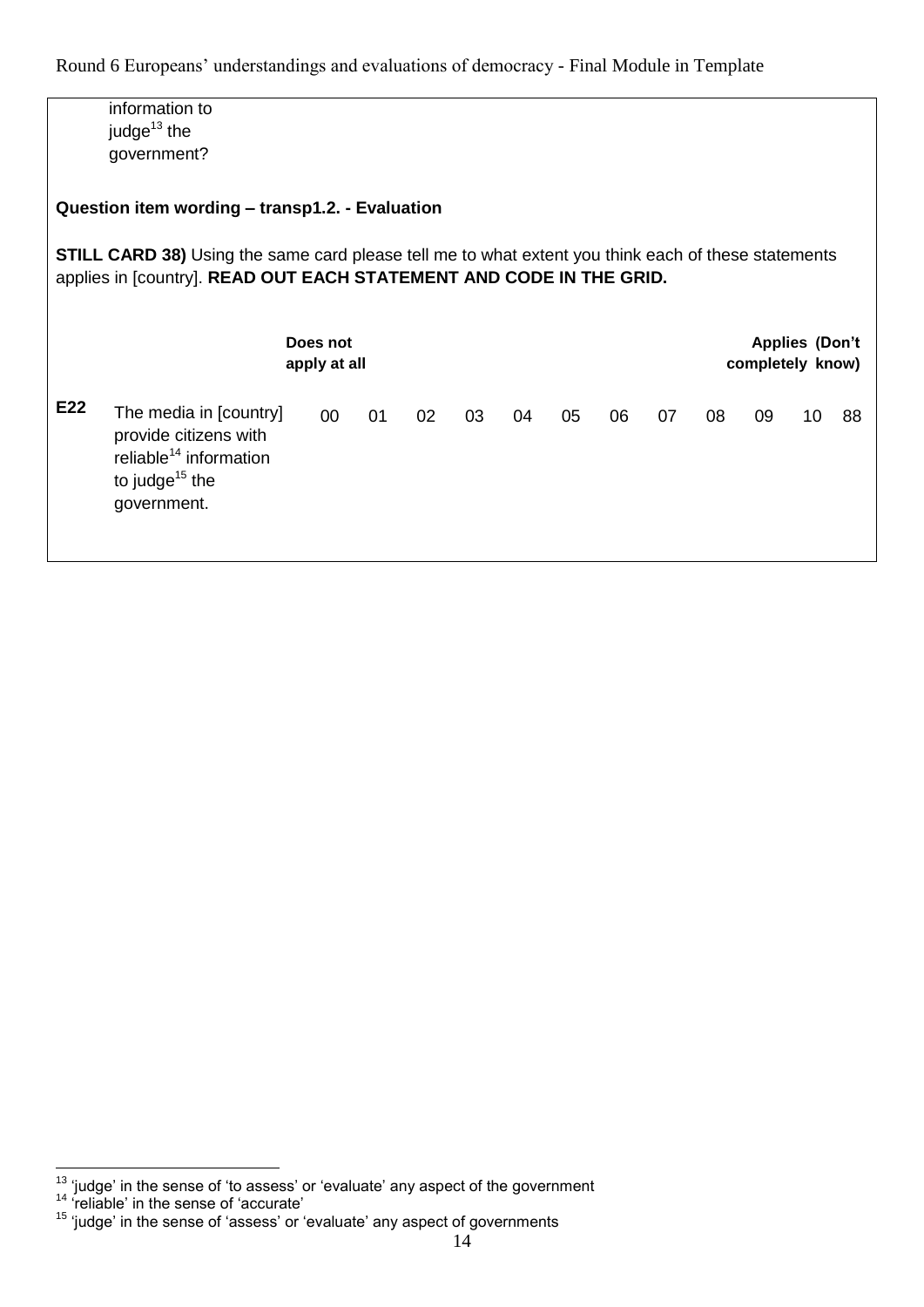information to judge[13] the government?

**Question item wording – transp1.2. - Evaluation**

**STILL CARD 38)** Using the same card please tell me to what extent you think each of these statements applies in [country]. **READ OUT EACH STATEMENT AND CODE IN THE GRID.**

| | | Does not apply at all | | | | | | | | | | Applies completely | (Don't know) |
|---|---|---|---|---|---|---|---|---|---|---|---|---|---|
| **E22** | The media in [country] provide citizens with reliable[14] information to judge[15] the government. | 00 | 01 | 02 | 03 | 04 | 05 | 06 | 07 | 08 | 09 | 10 | 88 |

---

[13] 'judge' in the sense of 'to assess' or 'evaluate' any aspect of the government

[14] 'reliable' in the sense of 'accurate'

[15] 'judge' in the sense of 'assess' or 'evaluate' any aspect of governments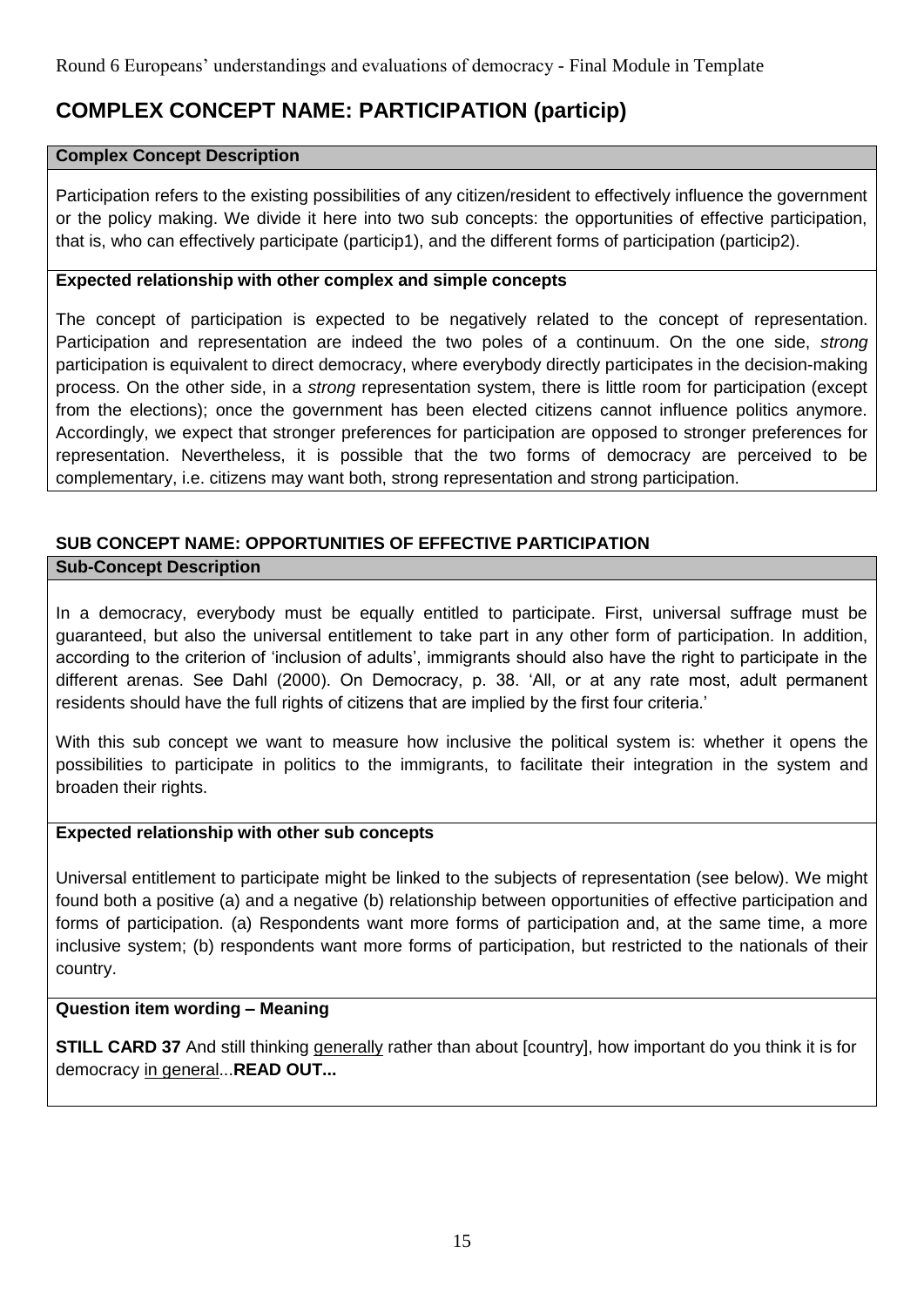# COMPLEX CONCEPT NAME: PARTICIPATION (particip)

**Complex Concept Description**

Participation refers to the existing possibilities of any citizen/resident to effectively influence the government or the policy making. We divide it here into two sub concepts: the opportunities of effective participation, that is, who can effectively participate (particip1), and the different forms of participation (particip2).

**Expected relationship with other complex and simple concepts**

The concept of participation is expected to be negatively related to the concept of representation. Participation and representation are indeed the two poles of a continuum. On the one side, *strong* participation is equivalent to direct democracy, where everybody directly participates in the decision-making process. On the other side, in a *strong* representation system, there is little room for participation (except from the elections); once the government has been elected citizens cannot influence politics anymore. Accordingly, we expect that stronger preferences for participation are opposed to stronger preferences for representation. Nevertheless, it is possible that the two forms of democracy are perceived to be complementary, i.e. citizens may want both, strong representation and strong participation.

## SUB CONCEPT NAME: OPPORTUNITIES OF EFFECTIVE PARTICIPATION

**Sub-Concept Description**

In a democracy, everybody must be equally entitled to participate. First, universal suffrage must be guaranteed, but also the universal entitlement to take part in any other form of participation. In addition, according to the criterion of 'inclusion of adults', immigrants should also have the right to participate in the different arenas. See Dahl (2000). On Democracy, p. 38. 'All, or at any rate most, adult permanent residents should have the full rights of citizens that are implied by the first four criteria.'

With this sub concept we want to measure how inclusive the political system is: whether it opens the possibilities to participate in politics to the immigrants, to facilitate their integration in the system and broaden their rights.

**Expected relationship with other sub concepts**

Universal entitlement to participate might be linked to the subjects of representation (see below). We might found both a positive (a) and a negative (b) relationship between opportunities of effective participation and forms of participation. (a) Respondents want more forms of participation and, at the same time, a more inclusive system; (b) respondents want more forms of participation, but restricted to the nationals of their country.

**Question item wording – Meaning**

**STILL CARD 37** And still thinking generally rather than about [country], how important do you think it is for democracy in general...**READ OUT...**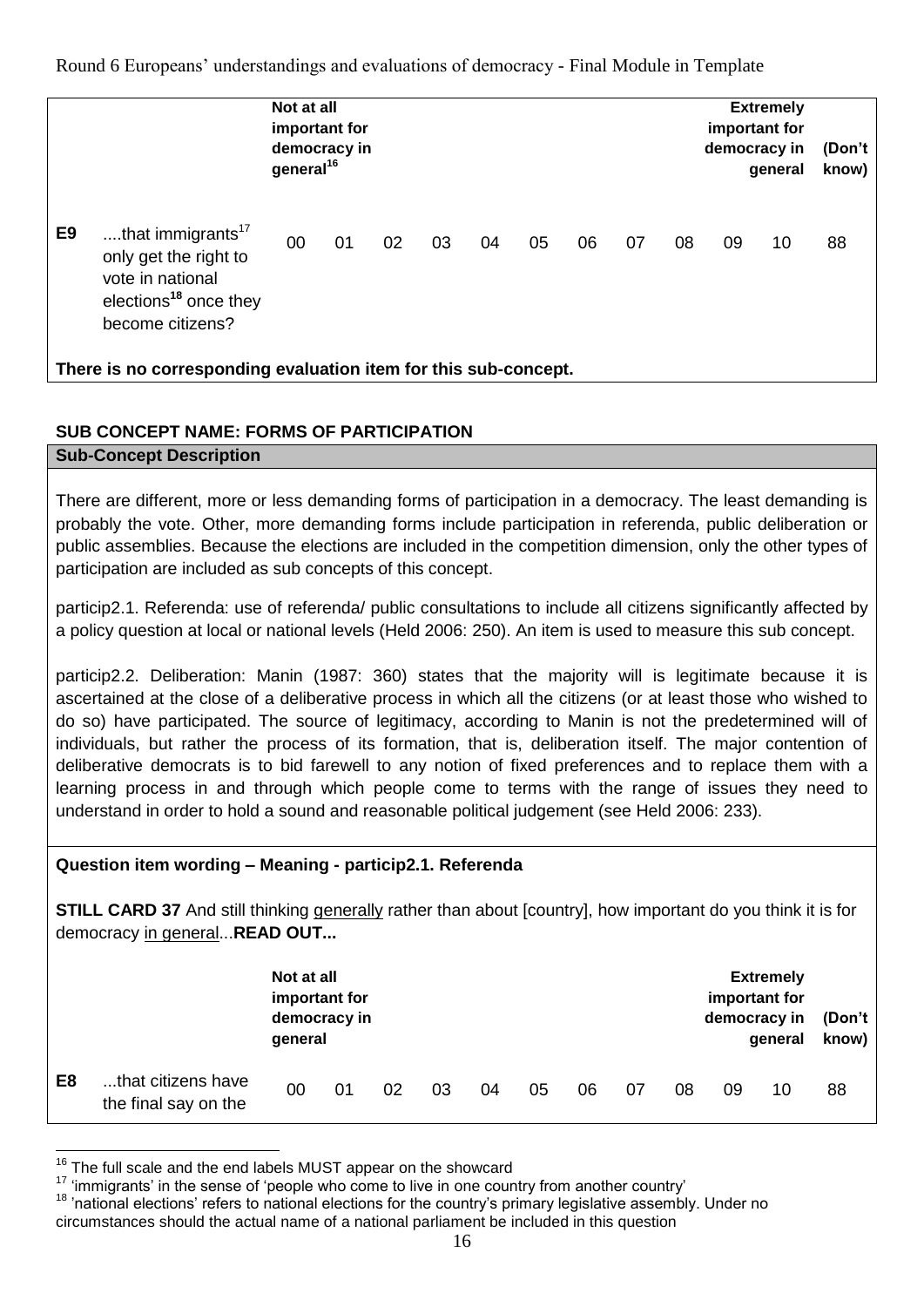| | | Not at all important for democracy in general[16] | | | | | | | | | | Extremely important for democracy in general | (Don't know) |
|---|---|---|---|---|---|---|---|---|---|---|---|---|---|
| **E9** | ....that immigrants[17] only get the right to vote in national elections[18] once they become citizens? | 00 | 01 | 02 | 03 | 04 | 05 | 06 | 07 | 08 | 09 | 10 | 88 |

**There is no corresponding evaluation item for this sub-concept.**

### SUB CONCEPT NAME: FORMS OF PARTICIPATION

**Sub-Concept Description**

There are different, more or less demanding forms of participation in a democracy. The least demanding is probably the vote. Other, more demanding forms include participation in referenda, public deliberation or public assemblies. Because the elections are included in the competition dimension, only the other types of participation are included as sub concepts of this concept.

particip2.1. Referenda: use of referenda/ public consultations to include all citizens significantly affected by a policy question at local or national levels (Held 2006: 250). An item is used to measure this sub concept.

particip2.2. Deliberation: Manin (1987: 360) states that the majority will is legitimate because it is ascertained at the close of a deliberative process in which all the citizens (or at least those who wished to do so) have participated. The source of legitimacy, according to Manin is not the predetermined will of individuals, but rather the process of its formation, that is, deliberation itself. The major contention of deliberative democrats is to bid farewell to any notion of fixed preferences and to replace them with a learning process in and through which people come to terms with the range of issues they need to understand in order to hold a sound and reasonable political judgement (see Held 2006: 233).

**Question item wording – Meaning - particip2.1. Referenda**

**STILL CARD 37** And still thinking generally rather than about [country], how important do you think it is for democracy in general...**READ OUT...**

| | | Not at all important for democracy in general | | | | | | | | | | Extremely important for democracy in general | (Don't know) |
|---|---|---|---|---|---|---|---|---|---|---|---|---|---|
| **E8** | ...that citizens have the final say on the | 00 | 01 | 02 | 03 | 04 | 05 | 06 | 07 | 08 | 09 | 10 | 88 |

[16] The full scale and the end labels MUST appear on the showcard

[17] 'immigrants' in the sense of 'people who come to live in one country from another country'

[18] 'national elections' refers to national elections for the country's primary legislative assembly. Under no circumstances should the actual name of a national parliament be included in this question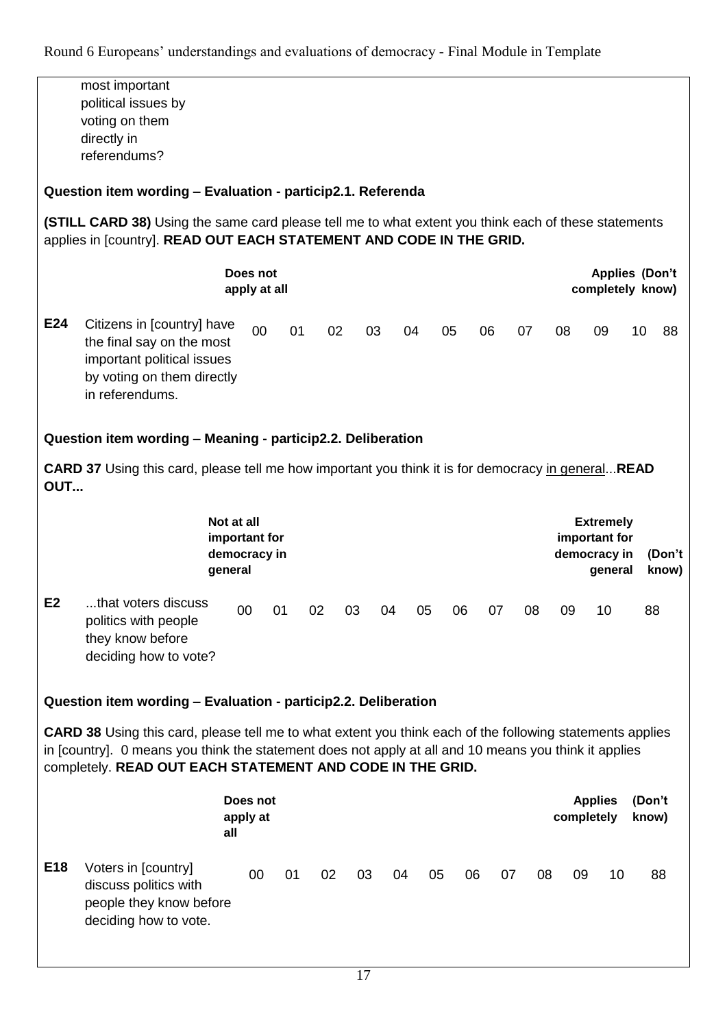most important political issues by voting on them directly in referendums?

**Question item wording – Evaluation - particip2.1. Referenda**

**(STILL CARD 38)** Using the same card please tell me to what extent you think each of these statements applies in [country]. **READ OUT EACH STATEMENT AND CODE IN THE GRID.**

| | | Does not apply at all | | | | | | | | | Applies completely | | (Don't know) |
|---|---|---|---|---|---|---|---|---|---|---|---|---|---|
| **E24** | Citizens in [country] have the final say on the most important political issues by voting on them directly in referendums. | 00 | 01 | 02 | 03 | 04 | 05 | 06 | 07 | 08 | 09 | 10 | 88 |

**Question item wording – Meaning - particip2.2. Deliberation**

**CARD 37** Using this card, please tell me how important you think it is for democracy <u>in general</u>...**READ OUT...**

| | | Not at all important for democracy in general | | | | | | | | | | Extremely important for democracy in general | (Don't know) |
|---|---|---|---|---|---|---|---|---|---|---|---|---|---|
| **E2** | ...that voters discuss politics with people they know before deciding how to vote? | 00 | 01 | 02 | 03 | 04 | 05 | 06 | 07 | 08 | 09 | 10 | 88 |

**Question item wording – Evaluation - particip2.2. Deliberation**

**CARD 38** Using this card, please tell me to what extent you think each of the following statements applies in [country]. 0 means you think the statement does not apply at all and 10 means you think it applies completely. **READ OUT EACH STATEMENT AND CODE IN THE GRID.**

| | | Does not apply at all | | | | | | | | | | Applies completely | (Don't know) |
|---|---|---|---|---|---|---|---|---|---|---|---|---|---|
| **E18** | Voters in [country] discuss politics with people they know before deciding how to vote. | 00 | 01 | 02 | 03 | 04 | 05 | 06 | 07 | 08 | 09 | 10 | 88 |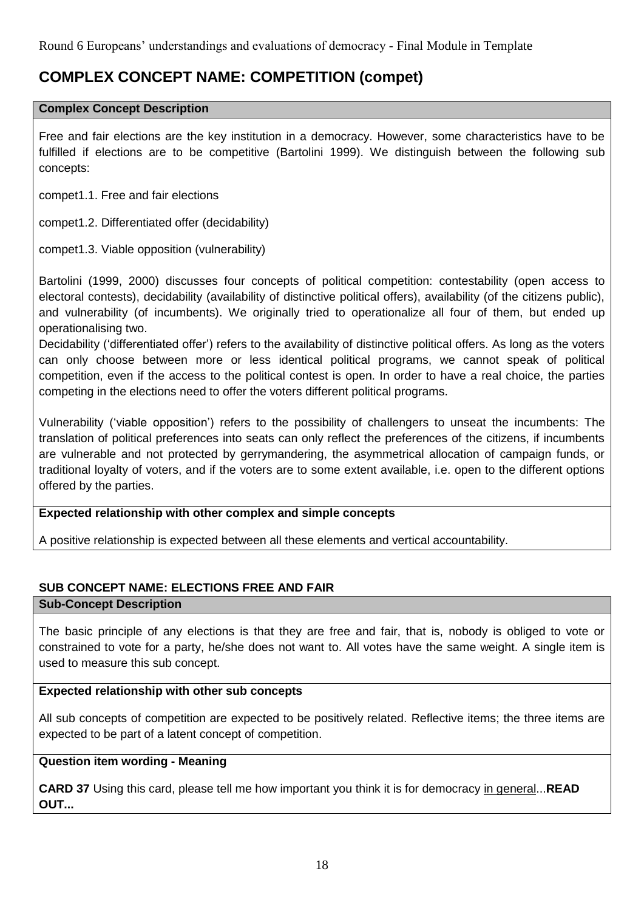# COMPLEX CONCEPT NAME: COMPETITION (compet)

**Complex Concept Description**

Free and fair elections are the key institution in a democracy. However, some characteristics have to be fulfilled if elections are to be competitive (Bartolini 1999). We distinguish between the following sub concepts:

compet1.1. Free and fair elections

compet1.2. Differentiated offer (decidability)

compet1.3. Viable opposition (vulnerability)

Bartolini (1999, 2000) discusses four concepts of political competition: contestability (open access to electoral contests), decidability (availability of distinctive political offers), availability (of the citizens public), and vulnerability (of incumbents). We originally tried to operationalize all four of them, but ended up operationalising two.
Decidability ('differentiated offer') refers to the availability of distinctive political offers. As long as the voters can only choose between more or less identical political programs, we cannot speak of political competition, even if the access to the political contest is open. In order to have a real choice, the parties competing in the elections need to offer the voters different political programs.

Vulnerability ('viable opposition') refers to the possibility of challengers to unseat the incumbents: The translation of political preferences into seats can only reflect the preferences of the citizens, if incumbents are vulnerable and not protected by gerrymandering, the asymmetrical allocation of campaign funds, or traditional loyalty of voters, and if the voters are to some extent available, i.e. open to the different options offered by the parties.

**Expected relationship with other complex and simple concepts**

A positive relationship is expected between all these elements and vertical accountability.

## SUB CONCEPT NAME: ELECTIONS FREE AND FAIR

**Sub-Concept Description**

The basic principle of any elections is that they are free and fair, that is, nobody is obliged to vote or constrained to vote for a party, he/she does not want to. All votes have the same weight. A single item is used to measure this sub concept.

**Expected relationship with other sub concepts**

All sub concepts of competition are expected to be positively related. Reflective items; the three items are expected to be part of a latent concept of competition.

**Question item wording - Meaning**

**CARD 37** Using this card, please tell me how important you think it is for democracy in general...**READ OUT...**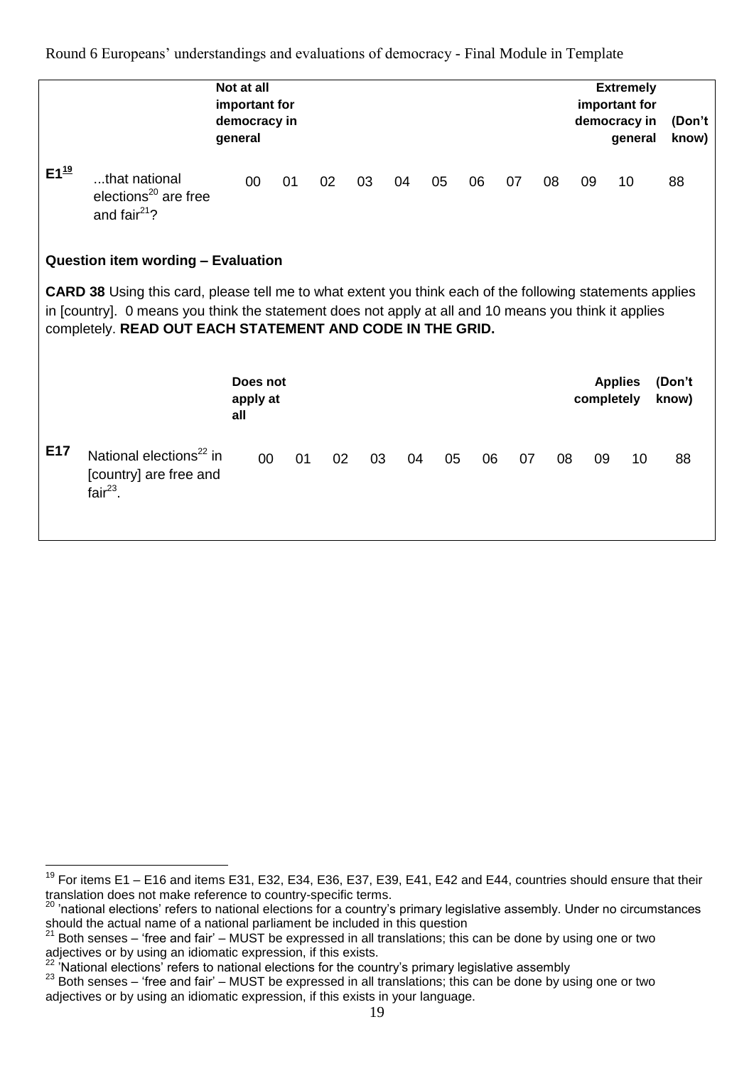| | | Not at all important for democracy in general | | | | | | | | | | Extremely important for democracy in general | (Don't know) |
|---|---|---|---|---|---|---|---|---|---|---|---|---|---|
| E1[19] | ...that national elections[20] are free and fair[21]? | 00 | 01 | 02 | 03 | 04 | 05 | 06 | 07 | 08 | 09 | 10 | 88 |

**Question item wording – Evaluation**

**CARD 38** Using this card, please tell me to what extent you think each of the following statements applies in [country]. 0 means you think the statement does not apply at all and 10 means you think it applies completely. **READ OUT EACH STATEMENT AND CODE IN THE GRID.**

| | | Does not apply at all | | | | | | | | | | Applies completely | (Don't know) |
|---|---|---|---|---|---|---|---|---|---|---|---|---|---|
| E17 | National elections[22] in [country] are free and fair[23]. | 00 | 01 | 02 | 03 | 04 | 05 | 06 | 07 | 08 | 09 | 10 | 88 |

---

[19] For items E1 – E16 and items E31, E32, E34, E36, E37, E39, E41, E42 and E44, countries should ensure that their translation does not make reference to country-specific terms.

[20] 'national elections' refers to national elections for a country's primary legislative assembly. Under no circumstances should the actual name of a national parliament be included in this question

[21] Both senses – 'free and fair' – MUST be expressed in all translations; this can be done by using one or two adjectives or by using an idiomatic expression, if this exists.

[22] 'National elections' refers to national elections for the country's primary legislative assembly

[23] Both senses – 'free and fair' – MUST be expressed in all translations; this can be done by using one or two adjectives or by using an idiomatic expression, if this exists in your language.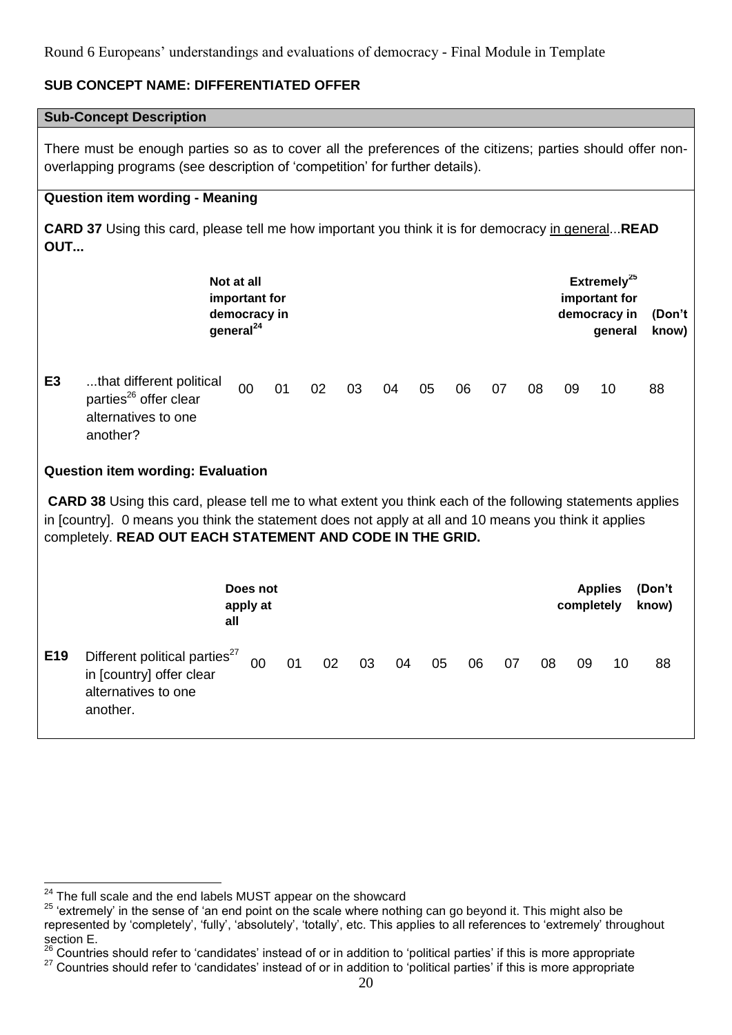Round 6 Europeans' understandings and evaluations of democracy - Final Module in Template

**SUB CONCEPT NAME: DIFFERENTIATED OFFER**

**Sub-Concept Description**

There must be enough parties so as to cover all the preferences of the citizens; parties should offer non-overlapping programs (see description of 'competition' for further details).

**Question item wording - Meaning**

**CARD 37** Using this card, please tell me how important you think it is for democracy in general...**READ OUT...**

| | | Not at all important for democracy in general[24] | | | | | | | | | | Extremely[25] important for democracy in general | (Don't know) |
|---|---|---|---|---|---|---|---|---|---|---|---|---|---|
| E3 | ...that different political parties[26] offer clear alternatives to one another? | 00 | 01 | 02 | 03 | 04 | 05 | 06 | 07 | 08 | 09 | 10 | 88 |

**Question item wording: Evaluation**

**CARD 38** Using this card, please tell me to what extent you think each of the following statements applies in [country]. 0 means you think the statement does not apply at all and 10 means you think it applies completely. **READ OUT EACH STATEMENT AND CODE IN THE GRID.**

| | | Does not apply at all | | | | | | | | | | Applies completely | (Don't know) |
|---|---|---|---|---|---|---|---|---|---|---|---|---|---|
| E19 | Different political parties[27] in [country] offer clear alternatives to one another. | 00 | 01 | 02 | 03 | 04 | 05 | 06 | 07 | 08 | 09 | 10 | 88 |

---

[24] The full scale and the end labels MUST appear on the showcard

[25] 'extremely' in the sense of 'an end point on the scale where nothing can go beyond it. This might also be represented by 'completely', 'fully', 'absolutely', 'totally', etc. This applies to all references to 'extremely' throughout section E.

[26] Countries should refer to 'candidates' instead of or in addition to 'political parties' if this is more appropriate

[27] Countries should refer to 'candidates' instead of or in addition to 'political parties' if this is more appropriate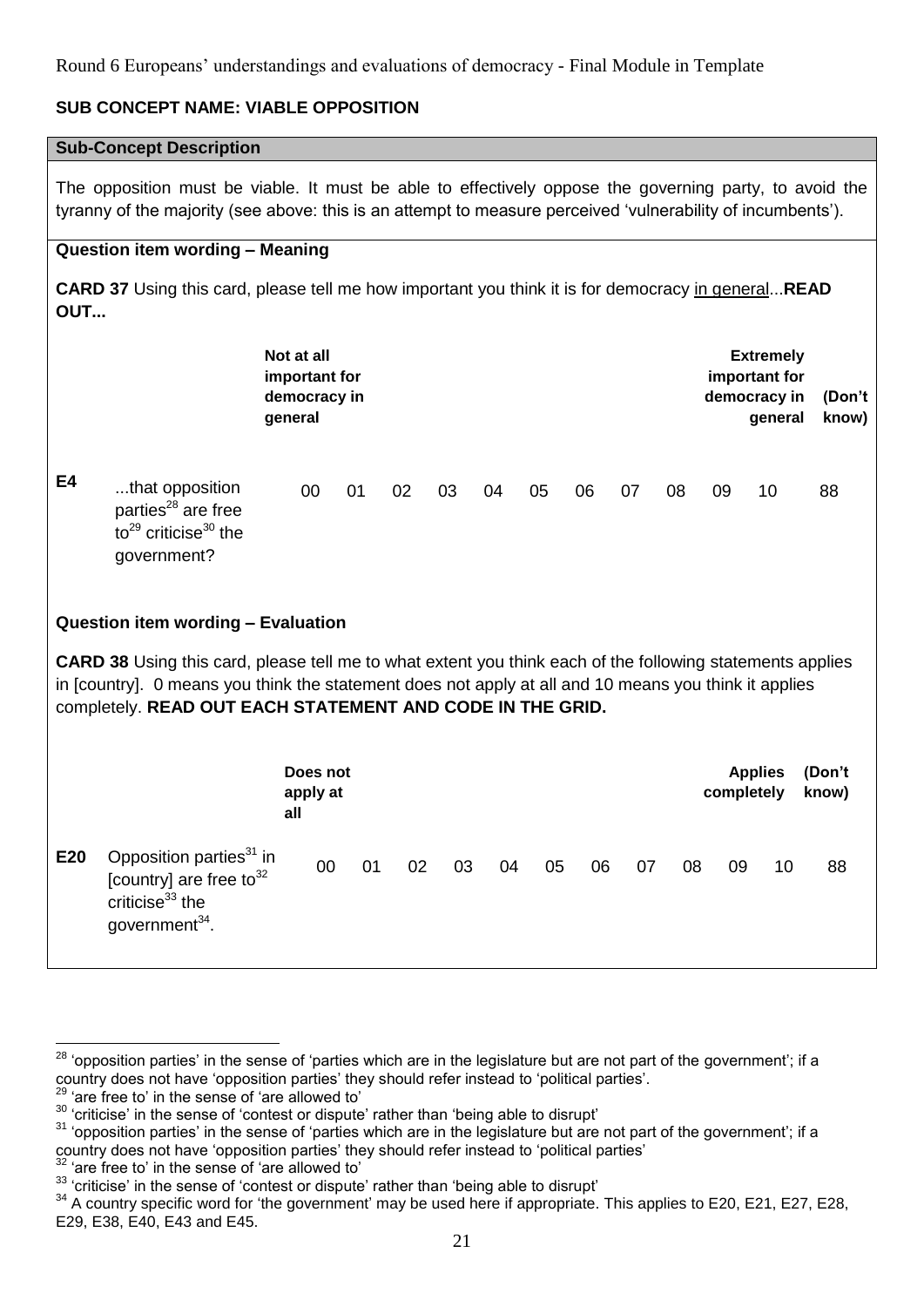Round 6 Europeans' understandings and evaluations of democracy - Final Module in Template

**SUB CONCEPT NAME: VIABLE OPPOSITION**

**Sub-Concept Description**

The opposition must be viable. It must be able to effectively oppose the governing party, to avoid the tyranny of the majority (see above: this is an attempt to measure perceived 'vulnerability of incumbents').

**Question item wording – Meaning**

**CARD 37** Using this card, please tell me how important you think it is for democracy in general...**READ OUT...**

| | | Not at all important for democracy in general | | | | | | | | | | Extremely important for democracy in general | (Don't know) |
|---|---|---|---|---|---|---|---|---|---|---|---|---|---|
| **E4** | ...that opposition parties[28] are free to[29] criticise[30] the government? | 00 | 01 | 02 | 03 | 04 | 05 | 06 | 07 | 08 | 09 | 10 | 88 |

**Question item wording – Evaluation**

**CARD 38** Using this card, please tell me to what extent you think each of the following statements applies in [country]. 0 means you think the statement does not apply at all and 10 means you think it applies completely. **READ OUT EACH STATEMENT AND CODE IN THE GRID.**

| | | Does not apply at all | | | | | | | | | | Applies completely | (Don't know) |
|---|---|---|---|---|---|---|---|---|---|---|---|---|---|
| **E20** | Opposition parties[31] in [country] are free to[32] criticise[33] the government[34]. | 00 | 01 | 02 | 03 | 04 | 05 | 06 | 07 | 08 | 09 | 10 | 88 |

---

[28] 'opposition parties' in the sense of 'parties which are in the legislature but are not part of the government'; if a country does not have 'opposition parties' they should refer instead to 'political parties'.

[29] 'are free to' in the sense of 'are allowed to'

[30] 'criticise' in the sense of 'contest or dispute' rather than 'being able to disrupt'

[31] 'opposition parties' in the sense of 'parties which are in the legislature but are not part of the government'; if a country does not have 'opposition parties' they should refer instead to 'political parties'

[32] 'are free to' in the sense of 'are allowed to'

[33] 'criticise' in the sense of 'contest or dispute' rather than 'being able to disrupt'

[34] A country specific word for 'the government' may be used here if appropriate. This applies to E20, E21, E27, E28, E29, E38, E40, E43 and E45.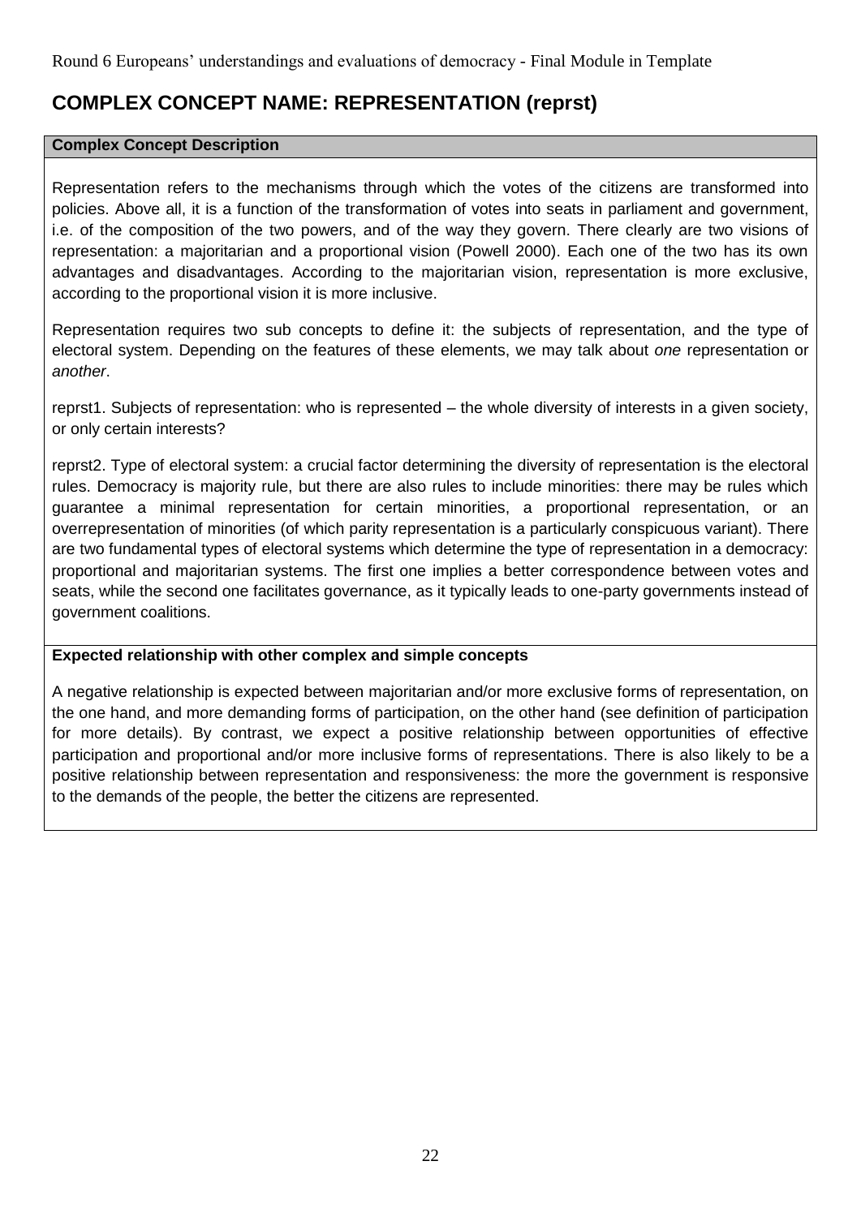# COMPLEX CONCEPT NAME: REPRESENTATION (reprst)

**Complex Concept Description**

Representation refers to the mechanisms through which the votes of the citizens are transformed into policies. Above all, it is a function of the transformation of votes into seats in parliament and government, i.e. of the composition of the two powers, and of the way they govern. There clearly are two visions of representation: a majoritarian and a proportional vision (Powell 2000). Each one of the two has its own advantages and disadvantages. According to the majoritarian vision, representation is more exclusive, according to the proportional vision it is more inclusive.

Representation requires two sub concepts to define it: the subjects of representation, and the type of electoral system. Depending on the features of these elements, we may talk about *one* representation or *another*.

reprst1. Subjects of representation: who is represented – the whole diversity of interests in a given society, or only certain interests?

reprst2. Type of electoral system: a crucial factor determining the diversity of representation is the electoral rules. Democracy is majority rule, but there are also rules to include minorities: there may be rules which guarantee a minimal representation for certain minorities, a proportional representation, or an overrepresentation of minorities (of which parity representation is a particularly conspicuous variant). There are two fundamental types of electoral systems which determine the type of representation in a democracy: proportional and majoritarian systems. The first one implies a better correspondence between votes and seats, while the second one facilitates governance, as it typically leads to one-party governments instead of government coalitions.

**Expected relationship with other complex and simple concepts**

A negative relationship is expected between majoritarian and/or more exclusive forms of representation, on the one hand, and more demanding forms of participation, on the other hand (see definition of participation for more details). By contrast, we expect a positive relationship between opportunities of effective participation and proportional and/or more inclusive forms of representations. There is also likely to be a positive relationship between representation and responsiveness: the more the government is responsive to the demands of the people, the better the citizens are represented.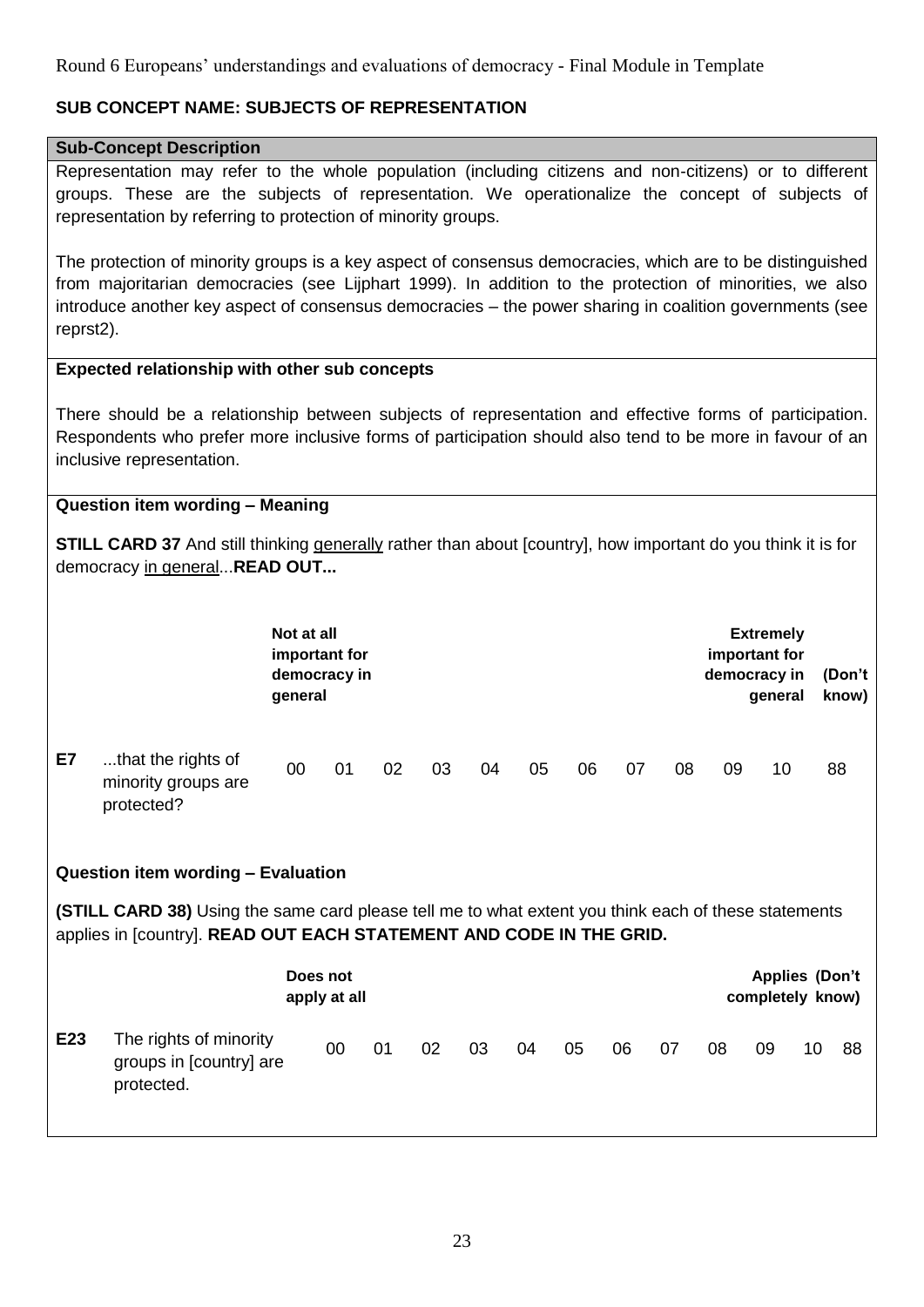Round 6 Europeans' understandings and evaluations of democracy - Final Module in Template

## SUB CONCEPT NAME: SUBJECTS OF REPRESENTATION

### Sub-Concept Description

Representation may refer to the whole population (including citizens and non-citizens) or to different groups. These are the subjects of representation. We operationalize the concept of subjects of representation by referring to protection of minority groups.

The protection of minority groups is a key aspect of consensus democracies, which are to be distinguished from majoritarian democracies (see Lijphart 1999). In addition to the protection of minorities, we also introduce another key aspect of consensus democracies – the power sharing in coalition governments (see reprst2).

### Expected relationship with other sub concepts

There should be a relationship between subjects of representation and effective forms of participation. Respondents who prefer more inclusive forms of participation should also tend to be more in favour of an inclusive representation.

### Question item wording – Meaning

**STILL CARD 37** And still thinking generally rather than about [country], how important do you think it is for democracy in general...**READ OUT...**

| | | Not at all important for democracy in general | | | | | | | | | | Extremely important for democracy in general | (Don't know) |
|---|---|---|---|---|---|---|---|---|---|---|---|---|---|
| **E7** | ...that the rights of minority groups are protected? | 00 | 01 | 02 | 03 | 04 | 05 | 06 | 07 | 08 | 09 | 10 | 88 |

### Question item wording – Evaluation

**(STILL CARD 38)** Using the same card please tell me to what extent you think each of these statements applies in [country]. **READ OUT EACH STATEMENT AND CODE IN THE GRID.**

| | | Does not apply at all | | | | | | | | | | Applies completely | (Don't know) |
|---|---|---|---|---|---|---|---|---|---|---|---|---|---|
| **E23** | The rights of minority groups in [country] are protected. | 00 | 01 | 02 | 03 | 04 | 05 | 06 | 07 | 08 | 09 | 10 | 88 |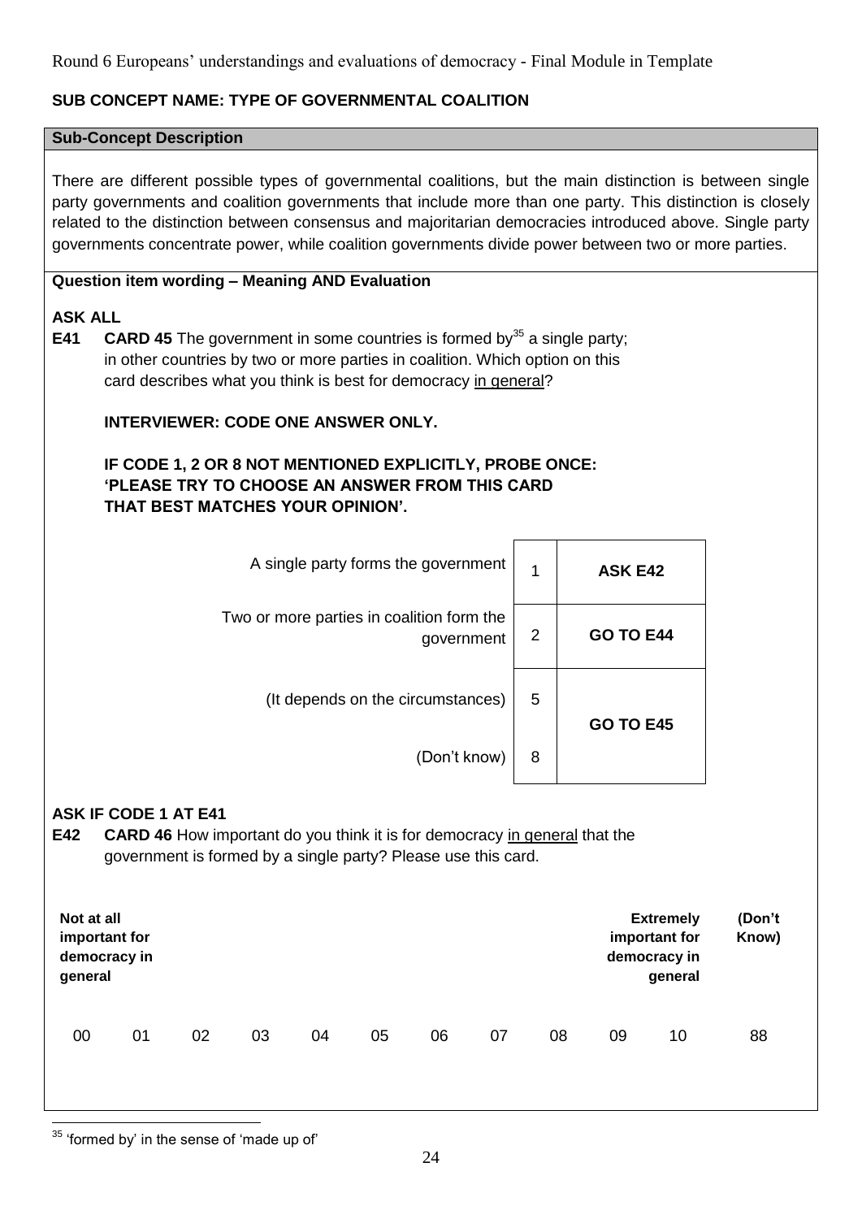Round 6 Europeans' understandings and evaluations of democracy - Final Module in Template

**SUB CONCEPT NAME: TYPE OF GOVERNMENTAL COALITION**

**Sub-Concept Description**

There are different possible types of governmental coalitions, but the main distinction is between single party governments and coalition governments that include more than one party. This distinction is closely related to the distinction between consensus and majoritarian democracies introduced above. Single party governments concentrate power, while coalition governments divide power between two or more parties.

**Question item wording – Meaning AND Evaluation**

**ASK ALL**

**E41** **CARD 45** The government in some countries is formed by[35] a single party; in other countries by two or more parties in coalition. Which option on this card describes what you think is best for democracy in general?

**INTERVIEWER: CODE ONE ANSWER ONLY.**

**IF CODE 1, 2 OR 8 NOT MENTIONED EXPLICITLY, PROBE ONCE: 'PLEASE TRY TO CHOOSE AN ANSWER FROM THIS CARD THAT BEST MATCHES YOUR OPINION'.**

| | | |
|---|---|---|
| A single party forms the government | 1 | **ASK E42** |
| Two or more parties in coalition form the government | 2 | **GO TO E44** |
| (It depends on the circumstances) | 5 | **GO TO E45** |
| (Don't know) | 8 | |

**ASK IF CODE 1 AT E41**

**E42** **CARD 46** How important do you think it is for democracy in general that the government is formed by a single party? Please use this card.

| **Not at all important for democracy in general** | | | | | | | | | | **Extremely important for democracy in general** | **(Don't Know)** |
|---|---|---|---|---|---|---|---|---|---|---|---|
| 00 | 01 | 02 | 03 | 04 | 05 | 06 | 07 | 08 | 09 | 10 | 88 |

[35] 'formed by' in the sense of 'made up of'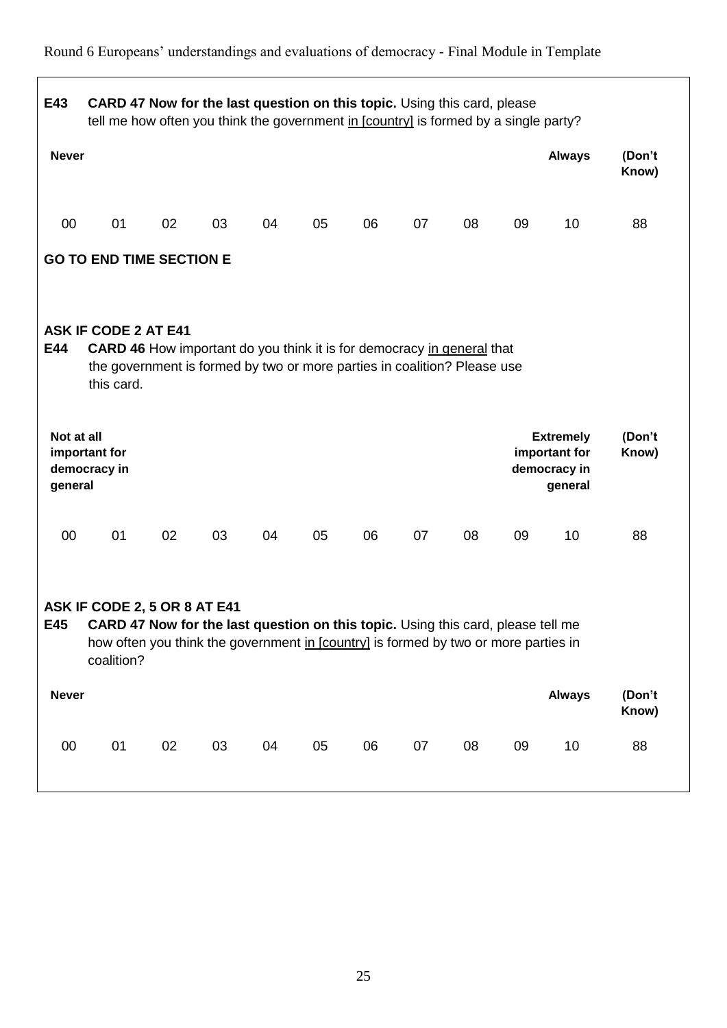**E43** **CARD 47 Now for the last question on this topic.** Using this card, please tell me how often you think the government in [country] is formed by a single party?

| Never | | | | | | | | | | Always | (Don't Know) |
|---|---|---|---|---|---|---|---|---|---|---|---|
| 00 | 01 | 02 | 03 | 04 | 05 | 06 | 07 | 08 | 09 | 10 | 88 |

**GO TO END TIME SECTION E**

**ASK IF CODE 2 AT E41**

**E44** **CARD 46** How important do you think it is for democracy in general that the government is formed by two or more parties in coalition? Please use this card.

| Not at all important for democracy in general | | | | | | | | | | Extremely important for democracy in general | (Don't Know) |
|---|---|---|---|---|---|---|---|---|---|---|---|
| 00 | 01 | 02 | 03 | 04 | 05 | 06 | 07 | 08 | 09 | 10 | 88 |

**ASK IF CODE 2, 5 OR 8 AT E41**

**E45** **CARD 47 Now for the last question on this topic.** Using this card, please tell me how often you think the government in [country] is formed by two or more parties in coalition?

| Never | | | | | | | | | | Always | (Don't Know) |
|---|---|---|---|---|---|---|---|---|---|---|---|
| 00 | 01 | 02 | 03 | 04 | 05 | 06 | 07 | 08 | 09 | 10 | 88 |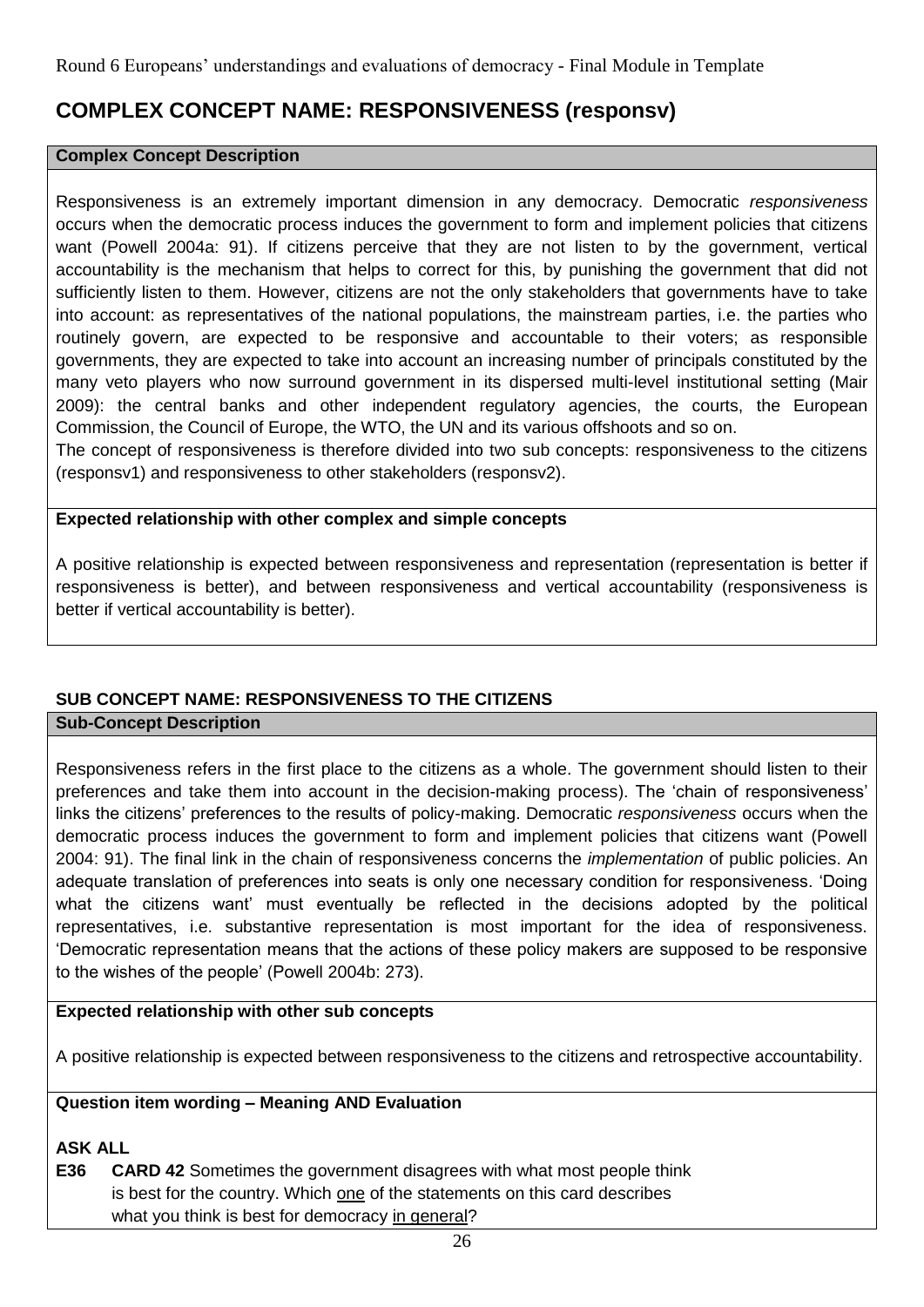# COMPLEX CONCEPT NAME: RESPONSIVENESS (responsv)

**Complex Concept Description**

Responsiveness is an extremely important dimension in any democracy. Democratic *responsiveness* occurs when the democratic process induces the government to form and implement policies that citizens want (Powell 2004a: 91). If citizens perceive that they are not listen to by the government, vertical accountability is the mechanism that helps to correct for this, by punishing the government that did not sufficiently listen to them. However, citizens are not the only stakeholders that governments have to take into account: as representatives of the national populations, the mainstream parties, i.e. the parties who routinely govern, are expected to be responsive and accountable to their voters; as responsible governments, they are expected to take into account an increasing number of principals constituted by the many veto players who now surround government in its dispersed multi-level institutional setting (Mair 2009): the central banks and other independent regulatory agencies, the courts, the European Commission, the Council of Europe, the WTO, the UN and its various offshoots and so on.

The concept of responsiveness is therefore divided into two sub concepts: responsiveness to the citizens (responsv1) and responsiveness to other stakeholders (responsv2).

**Expected relationship with other complex and simple concepts**

A positive relationship is expected between responsiveness and representation (representation is better if responsiveness is better), and between responsiveness and vertical accountability (responsiveness is better if vertical accountability is better).

## SUB CONCEPT NAME: RESPONSIVENESS TO THE CITIZENS

**Sub-Concept Description**

Responsiveness refers in the first place to the citizens as a whole. The government should listen to their preferences and take them into account in the decision-making process). The 'chain of responsiveness' links the citizens' preferences to the results of policy-making. Democratic *responsiveness* occurs when the democratic process induces the government to form and implement policies that citizens want (Powell 2004: 91). The final link in the chain of responsiveness concerns the *implementation* of public policies. An adequate translation of preferences into seats is only one necessary condition for responsiveness. 'Doing what the citizens want' must eventually be reflected in the decisions adopted by the political representatives, i.e. substantive representation is most important for the idea of responsiveness. 'Democratic representation means that the actions of these policy makers are supposed to be responsive to the wishes of the people' (Powell 2004b: 273).

**Expected relationship with other sub concepts**

A positive relationship is expected between responsiveness to the citizens and retrospective accountability.

**Question item wording – Meaning AND Evaluation**

**ASK ALL**

**E36** **CARD 42** Sometimes the government disagrees with what most people think is best for the country. Which one of the statements on this card describes what you think is best for democracy in general?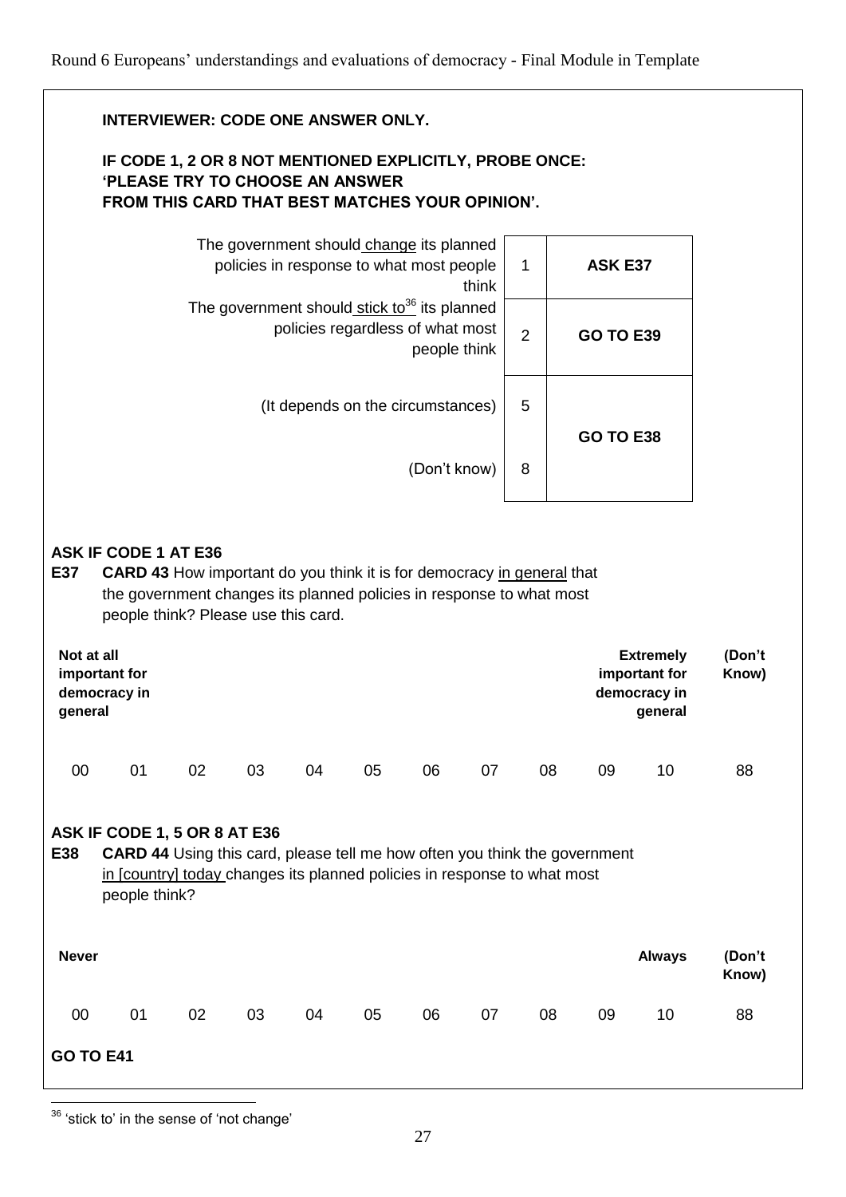**INTERVIEWER: CODE ONE ANSWER ONLY.**

**IF CODE 1, 2 OR 8 NOT MENTIONED EXPLICITLY, PROBE ONCE: 'PLEASE TRY TO CHOOSE AN ANSWER FROM THIS CARD THAT BEST MATCHES YOUR OPINION'.**

| | | |
|---|---|---|
| The government should change its planned policies in response to what most people think | 1 | **ASK E37** |
| The government should stick to[36] its planned policies regardless of what most people think | 2 | **GO TO E39** |
| (It depends on the circumstances) | 5 | **GO TO E38** |
| (Don't know) | 8 | |

**ASK IF CODE 1 AT E36**

**E37** **CARD 43** How important do you think it is for democracy in general that the government changes its planned policies in response to what most people think? Please use this card.

| Not at all important for democracy in general | | | | | | | | | | Extremely important for democracy in general | (Don't Know) |
|---|---|---|---|---|---|---|---|---|---|---|---|
| 00 | 01 | 02 | 03 | 04 | 05 | 06 | 07 | 08 | 09 | 10 | 88 |

**ASK IF CODE 1, 5 OR 8 AT E36**

**E38** **CARD 44** Using this card, please tell me how often you think the government in [country] today changes its planned policies in response to what most people think?

| Never | | | | | | | | | | Always | (Don't Know) |
|---|---|---|---|---|---|---|---|---|---|---|---|
| 00 | 01 | 02 | 03 | 04 | 05 | 06 | 07 | 08 | 09 | 10 | 88 |

**GO TO E41**

[36] 'stick to' in the sense of 'not change'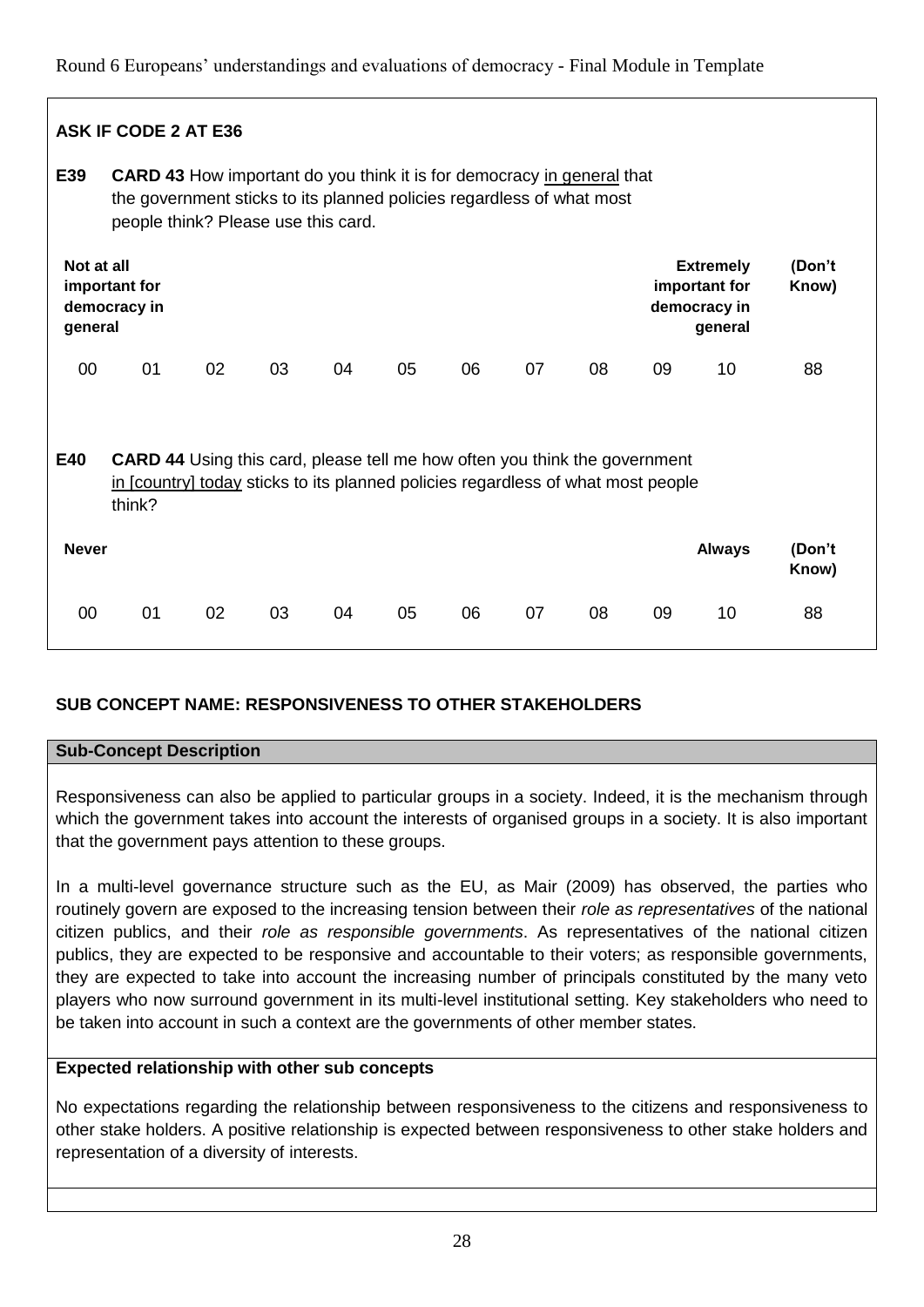**ASK IF CODE 2 AT E36**

**E39** **CARD 43** How important do you think it is for democracy in general that the government sticks to its planned policies regardless of what most people think? Please use this card.

| Not at all important for democracy in general | | | | | | | | | | Extremely important for democracy in general | (Don't Know) |
|---|---|---|---|---|---|---|---|---|---|---|---|
| 00 | 01 | 02 | 03 | 04 | 05 | 06 | 07 | 08 | 09 | 10 | 88 |

**E40** **CARD 44** Using this card, please tell me how often you think the government in [country] today sticks to its planned policies regardless of what most people think?

| Never | | | | | | | | | | Always | (Don't Know) |
|---|---|---|---|---|---|---|---|---|---|---|---|
| 00 | 01 | 02 | 03 | 04 | 05 | 06 | 07 | 08 | 09 | 10 | 88 |

**SUB CONCEPT NAME: RESPONSIVENESS TO OTHER STAKEHOLDERS**

**Sub-Concept Description**

Responsiveness can also be applied to particular groups in a society. Indeed, it is the mechanism through which the government takes into account the interests of organised groups in a society. It is also important that the government pays attention to these groups.

In a multi-level governance structure such as the EU, as Mair (2009) has observed, the parties who routinely govern are exposed to the increasing tension between their *role as representatives* of the national citizen publics, and their *role as responsible governments*. As representatives of the national citizen publics, they are expected to be responsive and accountable to their voters; as responsible governments, they are expected to take into account the increasing number of principals constituted by the many veto players who now surround government in its multi-level institutional setting. Key stakeholders who need to be taken into account in such a context are the governments of other member states.

**Expected relationship with other sub concepts**

No expectations regarding the relationship between responsiveness to the citizens and responsiveness to other stake holders. A positive relationship is expected between responsiveness to other stake holders and representation of a diversity of interests.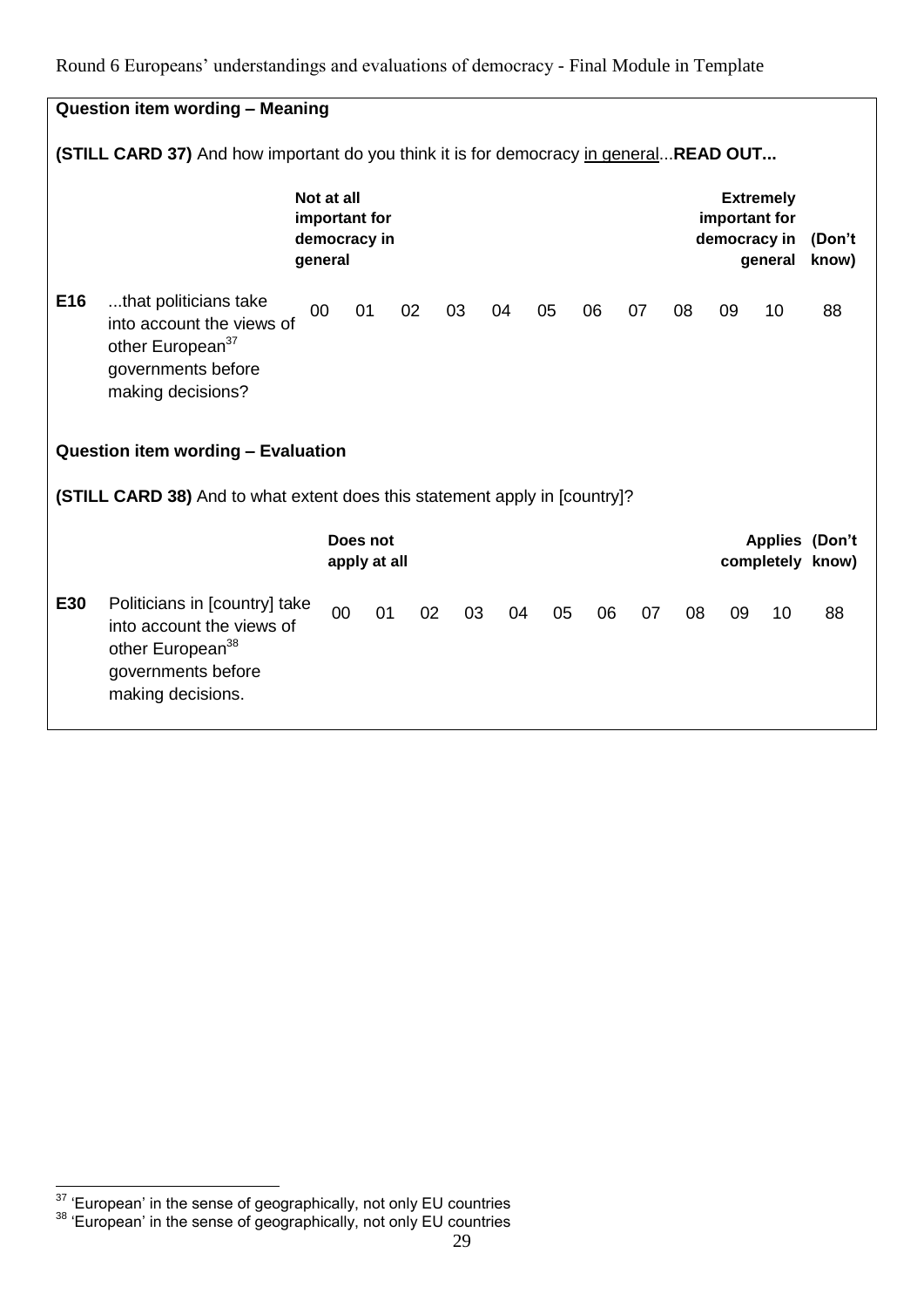**Question item wording – Meaning**

**(STILL CARD 37)** And how important do you think it is for democracy <u>in general</u>...**READ OUT...**

| | | Not at all important for democracy in general | | | | | | | | | | Extremely important for democracy in general | (Don't know) |
|---|---|---|---|---|---|---|---|---|---|---|---|---|---|
| **E16** | ...that politicians take into account the views of other European[37] governments before making decisions? | 00 | 01 | 02 | 03 | 04 | 05 | 06 | 07 | 08 | 09 | 10 | 88 |

**Question item wording – Evaluation**

**(STILL CARD 38)** And to what extent does this statement apply in [country]?

| | | Does not apply at all | | | | | | | | | | Applies completely | (Don't know) |
|---|---|---|---|---|---|---|---|---|---|---|---|---|---|
| **E30** | Politicians in [country] take into account the views of other European[38] governments before making decisions. | 00 | 01 | 02 | 03 | 04 | 05 | 06 | 07 | 08 | 09 | 10 | 88 |

[37] 'European' in the sense of geographically, not only EU countries

[38] 'European' in the sense of geographically, not only EU countries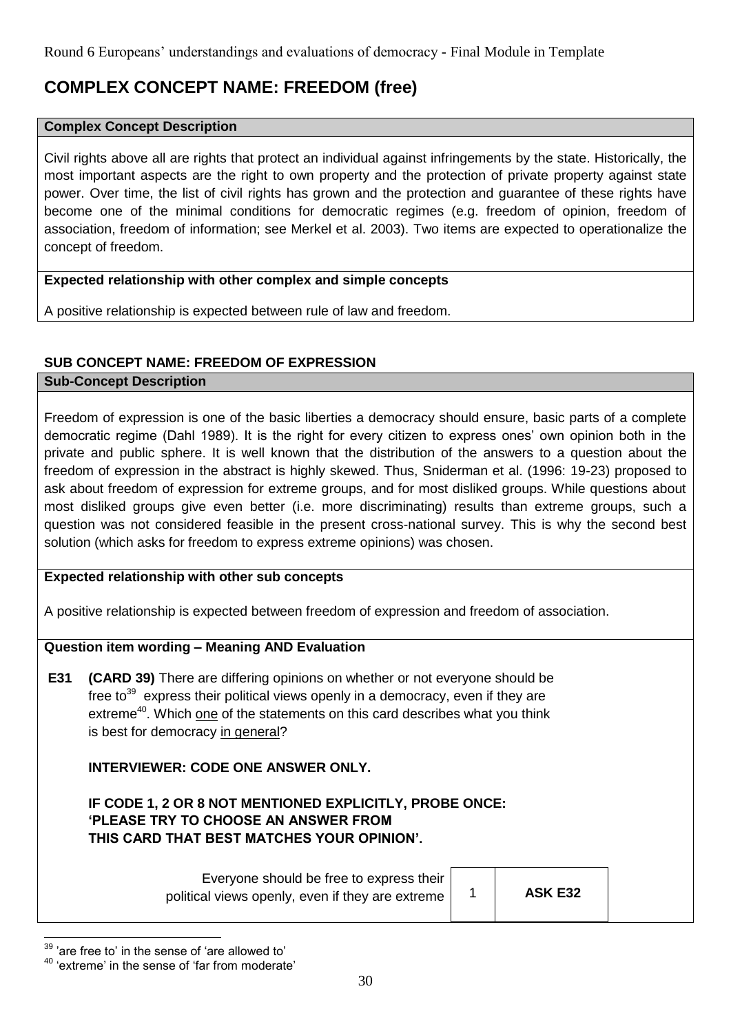# COMPLEX CONCEPT NAME: FREEDOM (free)

**Complex Concept Description**

Civil rights above all are rights that protect an individual against infringements by the state. Historically, the most important aspects are the right to own property and the protection of private property against state power. Over time, the list of civil rights has grown and the protection and guarantee of these rights have become one of the minimal conditions for democratic regimes (e.g. freedom of opinion, freedom of association, freedom of information; see Merkel et al. 2003). Two items are expected to operationalize the concept of freedom.

**Expected relationship with other complex and simple concepts**

A positive relationship is expected between rule of law and freedom.

## SUB CONCEPT NAME: FREEDOM OF EXPRESSION

**Sub-Concept Description**

Freedom of expression is one of the basic liberties a democracy should ensure, basic parts of a complete democratic regime (Dahl 1989). It is the right for every citizen to express ones' own opinion both in the private and public sphere. It is well known that the distribution of the answers to a question about the freedom of expression in the abstract is highly skewed. Thus, Sniderman et al. (1996: 19-23) proposed to ask about freedom of expression for extreme groups, and for most disliked groups. While questions about most disliked groups give even better (i.e. more discriminating) results than extreme groups, such a question was not considered feasible in the present cross-national survey. This is why the second best solution (which asks for freedom to express extreme opinions) was chosen.

**Expected relationship with other sub concepts**

A positive relationship is expected between freedom of expression and freedom of association.

**Question item wording – Meaning AND Evaluation**

**E31** **(CARD 39)** There are differing opinions on whether or not everyone should be free to[39] express their political views openly in a democracy, even if they are extreme[40]. Which one of the statements on this card describes what you think is best for democracy in general?

**INTERVIEWER: CODE ONE ANSWER ONLY.**

**IF CODE 1, 2 OR 8 NOT MENTIONED EXPLICITLY, PROBE ONCE: 'PLEASE TRY TO CHOOSE AN ANSWER FROM THIS CARD THAT BEST MATCHES YOUR OPINION'.**

| | | |
|---|---|---|
| Everyone should be free to express their political views openly, even if they are extreme | 1 | **ASK E32** |

[39] 'are free to' in the sense of 'are allowed to'

[40] 'extreme' in the sense of 'far from moderate'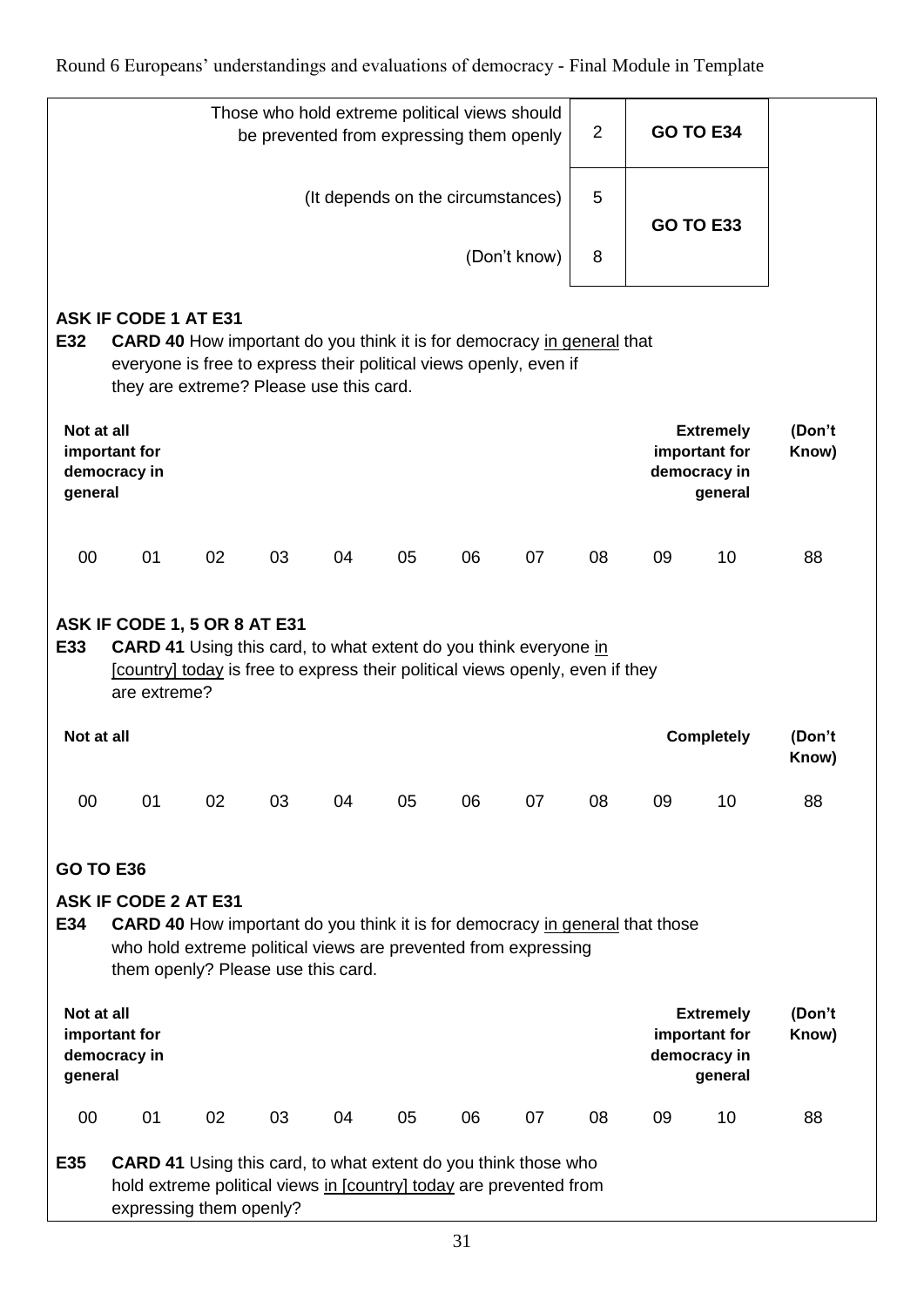| | | |
|---|---|---|
| Those who hold extreme political views should be prevented from expressing them openly | 2 | **GO TO E34** |
| (It depends on the circumstances) | 5 | **GO TO E33** |
| (Don't know) | 8 | |

**ASK IF CODE 1 AT E31**

**E32** **CARD 40** How important do you think it is for democracy in general that everyone is free to express their political views openly, even if they are extreme? Please use this card.

| **Not at all important for democracy in general** | | | | | | | | | | **Extremely important for democracy in general** | **(Don't Know)** |
|---|---|---|---|---|---|---|---|---|---|---|---|
| 00 | 01 | 02 | 03 | 04 | 05 | 06 | 07 | 08 | 09 | 10 | 88 |

**ASK IF CODE 1, 5 OR 8 AT E31**

**E33** **CARD 41** Using this card, to what extent do you think everyone in [country] today is free to express their political views openly, even if they are extreme?

| **Not at all** | | | | | | | | | | **Completely** | **(Don't Know)** |
|---|---|---|---|---|---|---|---|---|---|---|---|
| 00 | 01 | 02 | 03 | 04 | 05 | 06 | 07 | 08 | 09 | 10 | 88 |

**GO TO E36**

**ASK IF CODE 2 AT E31**

**E34** **CARD 40** How important do you think it is for democracy in general that those who hold extreme political views are prevented from expressing them openly? Please use this card.

| **Not at all important for democracy in general** | | | | | | | | | | **Extremely important for democracy in general** | **(Don't Know)** |
|---|---|---|---|---|---|---|---|---|---|---|---|
| 00 | 01 | 02 | 03 | 04 | 05 | 06 | 07 | 08 | 09 | 10 | 88 |

**E35** **CARD 41** Using this card, to what extent do you think those who hold extreme political views in [country] today are prevented from expressing them openly?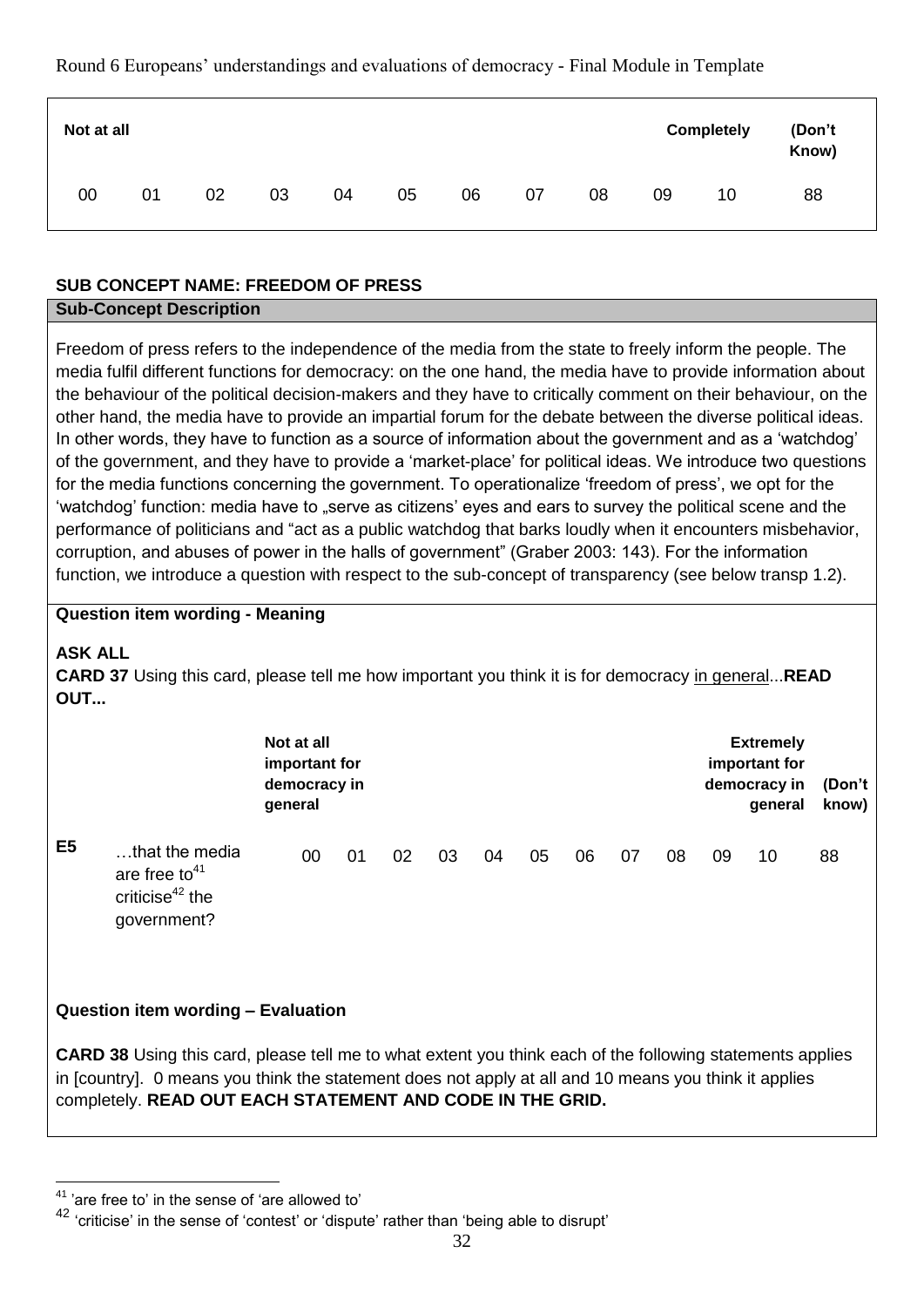| Not at all | | | | | | | | | | Completely | (Don't Know) |
|---|---|---|---|---|---|---|---|---|---|---|---|
| 00 | 01 | 02 | 03 | 04 | 05 | 06 | 07 | 08 | 09 | 10 | 88 |

**SUB CONCEPT NAME: FREEDOM OF PRESS**

**Sub-Concept Description**

Freedom of press refers to the independence of the media from the state to freely inform the people. The media fulfil different functions for democracy: on the one hand, the media have to provide information about the behaviour of the political decision-makers and they have to critically comment on their behaviour, on the other hand, the media have to provide an impartial forum for the debate between the diverse political ideas. In other words, they have to function as a source of information about the government and as a 'watchdog' of the government, and they have to provide a 'market-place' for political ideas. We introduce two questions for the media functions concerning the government. To operationalize 'freedom of press', we opt for the 'watchdog' function: media have to „serve as citizens' eyes and ears to survey the political scene and the performance of politicians and "act as a public watchdog that barks loudly when it encounters misbehavior, corruption, and abuses of power in the halls of government" (Graber 2003: 143). For the information function, we introduce a question with respect to the sub-concept of transparency (see below transp 1.2).

**Question item wording - Meaning**

**ASK ALL**

**CARD 37** Using this card, please tell me how important you think it is for democracy in general...**READ OUT...**

| | | Not at all important for democracy in general | | | | | | | | | | Extremely important for democracy in general | (Don't know) |
|---|---|---|---|---|---|---|---|---|---|---|---|---|---|
| **E5** | …that the media are free to[41] criticise[42] the government? | 00 | 01 | 02 | 03 | 04 | 05 | 06 | 07 | 08 | 09 | 10 | 88 |

**Question item wording – Evaluation**

**CARD 38** Using this card, please tell me to what extent you think each of the following statements applies in [country]. 0 means you think the statement does not apply at all and 10 means you think it applies completely. **READ OUT EACH STATEMENT AND CODE IN THE GRID.**

[41] 'are free to' in the sense of 'are allowed to'

[42] 'criticise' in the sense of 'contest' or 'dispute' rather than 'being able to disrupt'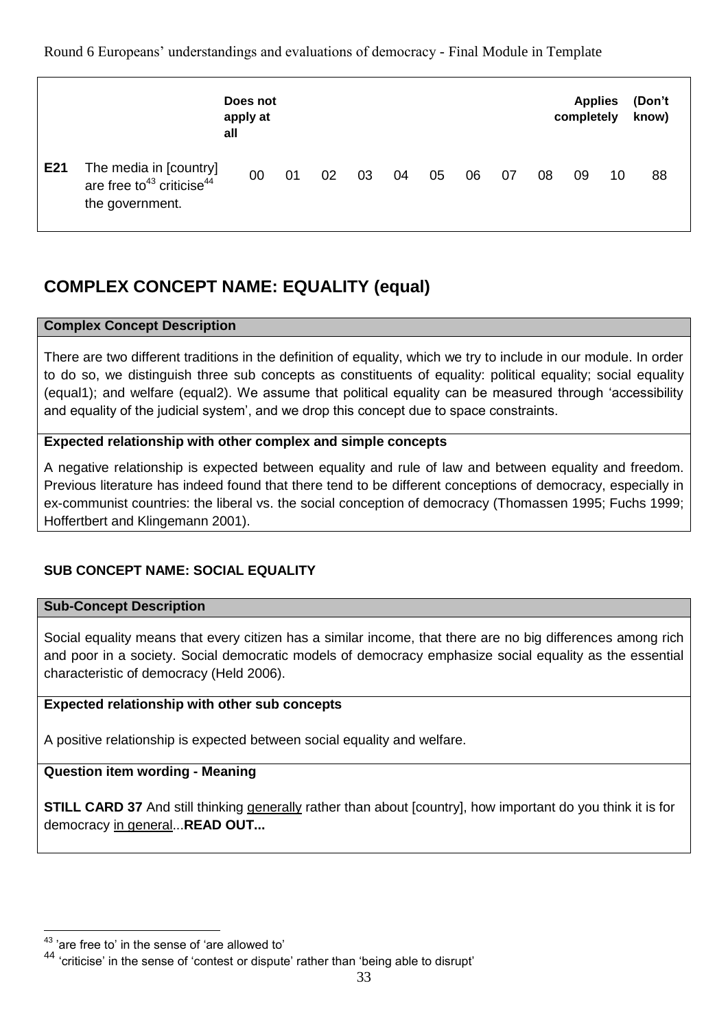| | | Does not apply at all | | | | | | | | | Applies completely | | (Don't know) |
|---|---|---|---|---|---|---|---|---|---|---|---|---|---|
| **E21** | The media in [country] are free to[43] criticise[44] the government. | 00 | 01 | 02 | 03 | 04 | 05 | 06 | 07 | 08 | 09 | 10 | 88 |

## COMPLEX CONCEPT NAME: EQUALITY (equal)

**Complex Concept Description**

There are two different traditions in the definition of equality, which we try to include in our module. In order to do so, we distinguish three sub concepts as constituents of equality: political equality; social equality (equal1); and welfare (equal2). We assume that political equality can be measured through 'accessibility and equality of the judicial system', and we drop this concept due to space constraints.

**Expected relationship with other complex and simple concepts**

A negative relationship is expected between equality and rule of law and between equality and freedom. Previous literature has indeed found that there tend to be different conceptions of democracy, especially in ex-communist countries: the liberal vs. the social conception of democracy (Thomassen 1995; Fuchs 1999; Hoffertbert and Klingemann 2001).

### SUB CONCEPT NAME: SOCIAL EQUALITY

**Sub-Concept Description**

Social equality means that every citizen has a similar income, that there are no big differences among rich and poor in a society. Social democratic models of democracy emphasize social equality as the essential characteristic of democracy (Held 2006).

**Expected relationship with other sub concepts**

A positive relationship is expected between social equality and welfare.

**Question item wording - Meaning**

**STILL CARD 37** And still thinking generally rather than about [country], how important do you think it is for democracy in general...**READ OUT...**

---

[43] 'are free to' in the sense of 'are allowed to'

[44] 'criticise' in the sense of 'contest or dispute' rather than 'being able to disrupt'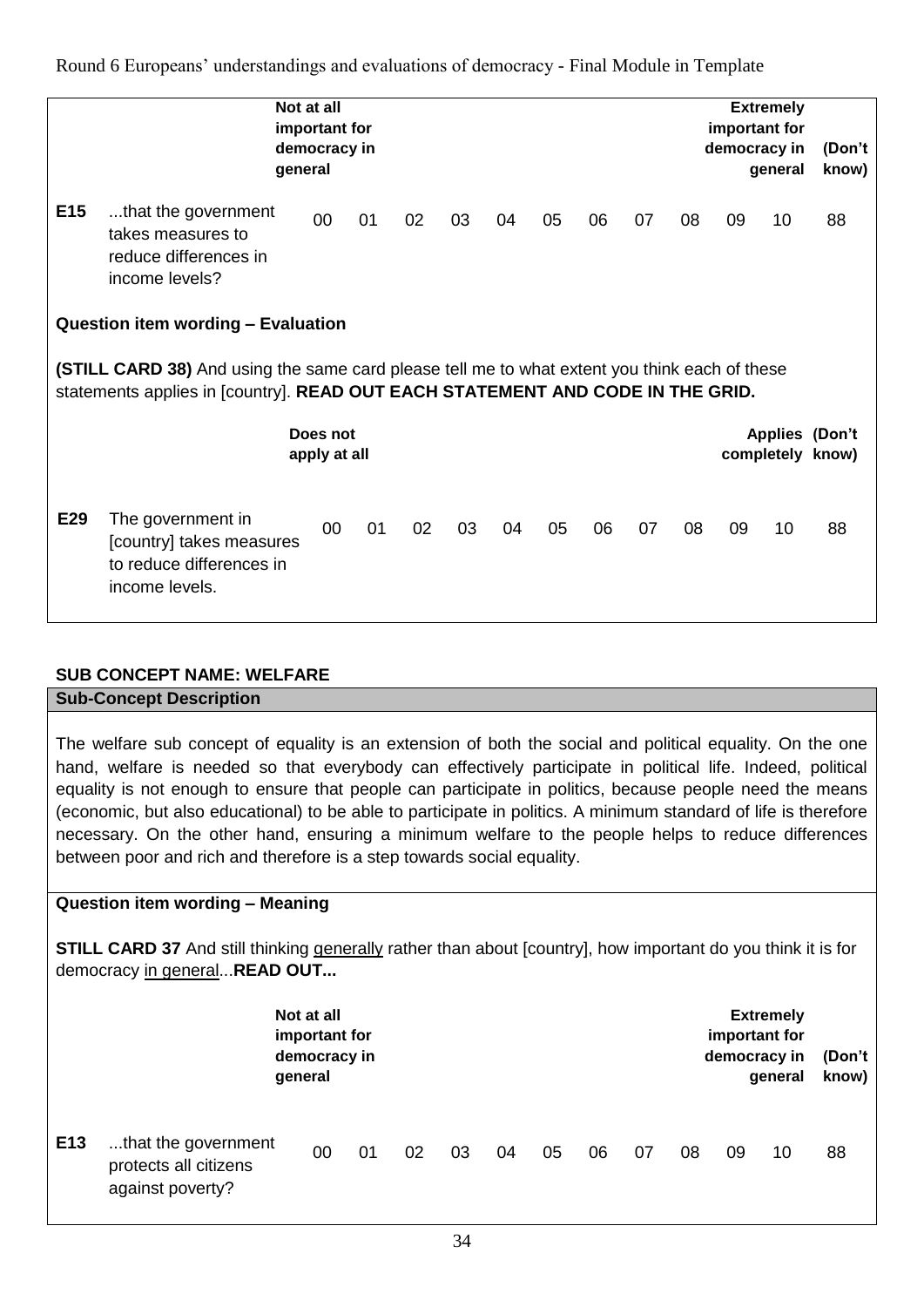|  |  | Not at all important for democracy in general |  |  |  |  |  |  |  |  |  | Extremely important for democracy in general | (Don't know) |
|---|---|---|---|---|---|---|---|---|---|---|---|---|---|
| **E15** | ...that the government takes measures to reduce differences in income levels? | 00 | 01 | 02 | 03 | 04 | 05 | 06 | 07 | 08 | 09 | 10 | 88 |

**Question item wording – Evaluation**

**(STILL CARD 38)** And using the same card please tell me to what extent you think each of these statements applies in [country]. **READ OUT EACH STATEMENT AND CODE IN THE GRID.**

|  |  | Does not apply at all |  |  |  |  |  |  |  |  |  | Applies completely | (Don't know) |
|---|---|---|---|---|---|---|---|---|---|---|---|---|---|
| **E29** | The government in [country] takes measures to reduce differences in income levels. | 00 | 01 | 02 | 03 | 04 | 05 | 06 | 07 | 08 | 09 | 10 | 88 |

**SUB CONCEPT NAME: WELFARE**

**Sub-Concept Description**

The welfare sub concept of equality is an extension of both the social and political equality. On the one hand, welfare is needed so that everybody can effectively participate in political life. Indeed, political equality is not enough to ensure that people can participate in politics, because people need the means (economic, but also educational) to be able to participate in politics. A minimum standard of life is therefore necessary. On the other hand, ensuring a minimum welfare to the people helps to reduce differences between poor and rich and therefore is a step towards social equality.

**Question item wording – Meaning**

**STILL CARD 37** And still thinking generally rather than about [country], how important do you think it is for democracy in general...**READ OUT...**

|  |  | Not at all important for democracy in general |  |  |  |  |  |  |  |  |  | Extremely important for democracy in general | (Don't know) |
|---|---|---|---|---|---|---|---|---|---|---|---|---|---|
| **E13** | ...that the government protects all citizens against poverty? | 00 | 01 | 02 | 03 | 04 | 05 | 06 | 07 | 08 | 09 | 10 | 88 |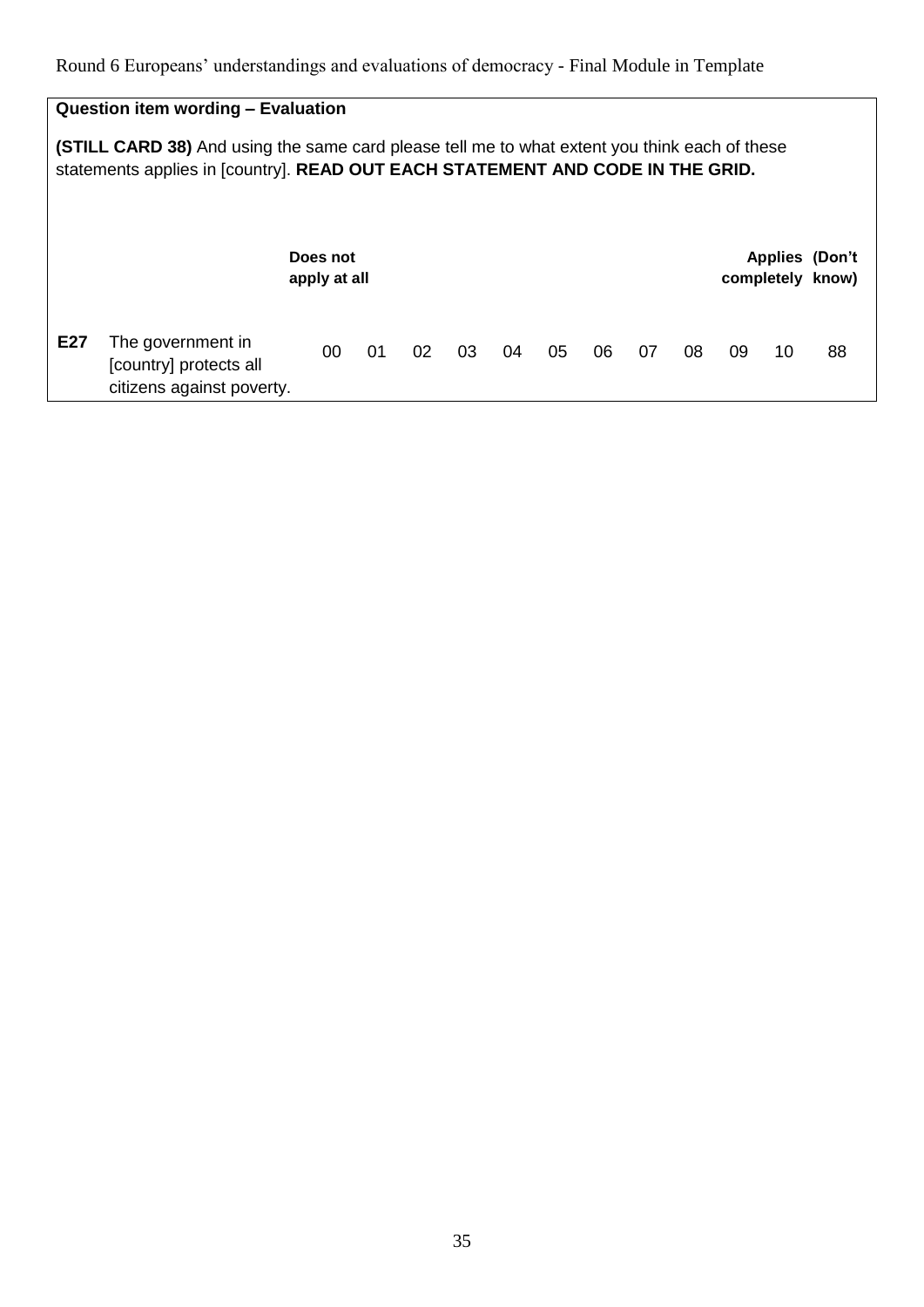| Question item wording – Evaluation | | | | | | | | | | | | | |
|---|---|---|---|---|---|---|---|---|---|---|---|---|---|
| **(STILL CARD 38)** And using the same card please tell me to what extent you think each of these statements applies in [country]. **READ OUT EACH STATEMENT AND CODE IN THE GRID.** | | | | | | | | | | | | | |
| | | **Does not apply at all** | | | | | | | | | | **Applies completely** | **(Don't know)** |
| **E27** | The government in [country] protects all citizens against poverty. | 00 | 01 | 02 | 03 | 04 | 05 | 06 | 07 | 08 | 09 | 10 | 88 |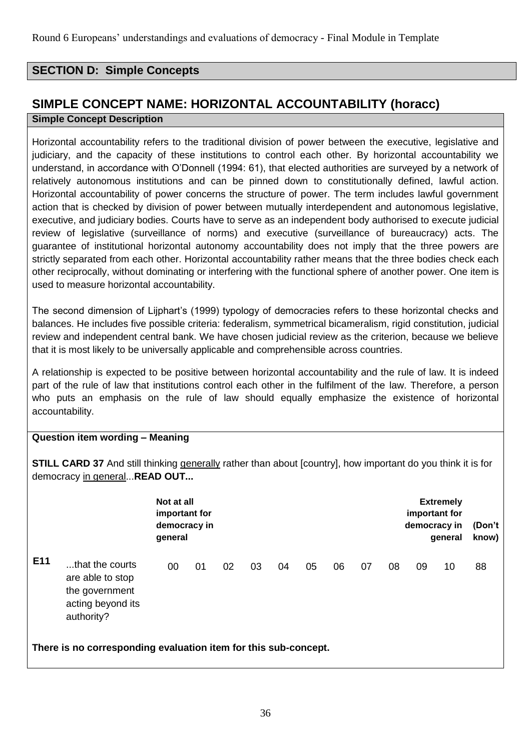## SECTION D: Simple Concepts

## SIMPLE CONCEPT NAME: HORIZONTAL ACCOUNTABILITY (horacc)

**Simple Concept Description**

Horizontal accountability refers to the traditional division of power between the executive, legislative and judiciary, and the capacity of these institutions to control each other. By horizontal accountability we understand, in accordance with O'Donnell (1994: 61), that elected authorities are surveyed by a network of relatively autonomous institutions and can be pinned down to constitutionally defined, lawful action. Horizontal accountability of power concerns the structure of power. The term includes lawful government action that is checked by division of power between mutually interdependent and autonomous legislative, executive, and judiciary bodies. Courts have to serve as an independent body authorised to execute judicial review of legislative (surveillance of norms) and executive (surveillance of bureaucracy) acts. The guarantee of institutional horizontal autonomy accountability does not imply that the three powers are strictly separated from each other. Horizontal accountability rather means that the three bodies check each other reciprocally, without dominating or interfering with the functional sphere of another power. One item is used to measure horizontal accountability.

The second dimension of Lijphart's (1999) typology of democracies refers to these horizontal checks and balances. He includes five possible criteria: federalism, symmetrical bicameralism, rigid constitution, judicial review and independent central bank. We have chosen judicial review as the criterion, because we believe that it is most likely to be universally applicable and comprehensible across countries.

A relationship is expected to be positive between horizontal accountability and the rule of law. It is indeed part of the rule of law that institutions control each other in the fulfilment of the law. Therefore, a person who puts an emphasis on the rule of law should equally emphasize the existence of horizontal accountability.

**Question item wording – Meaning**

**STILL CARD 37** And still thinking generally rather than about [country], how important do you think it is for democracy in general...**READ OUT...**

| | | Not at all important for democracy in general | | | | | | | | | | Extremely important for democracy in general | (Don't know) |
|---|---|---|---|---|---|---|---|---|---|---|---|---|---|
| **E11** | ...that the courts are able to stop the government acting beyond its authority? | 00 | 01 | 02 | 03 | 04 | 05 | 06 | 07 | 08 | 09 | 10 | 88 |

**There is no corresponding evaluation item for this sub-concept.**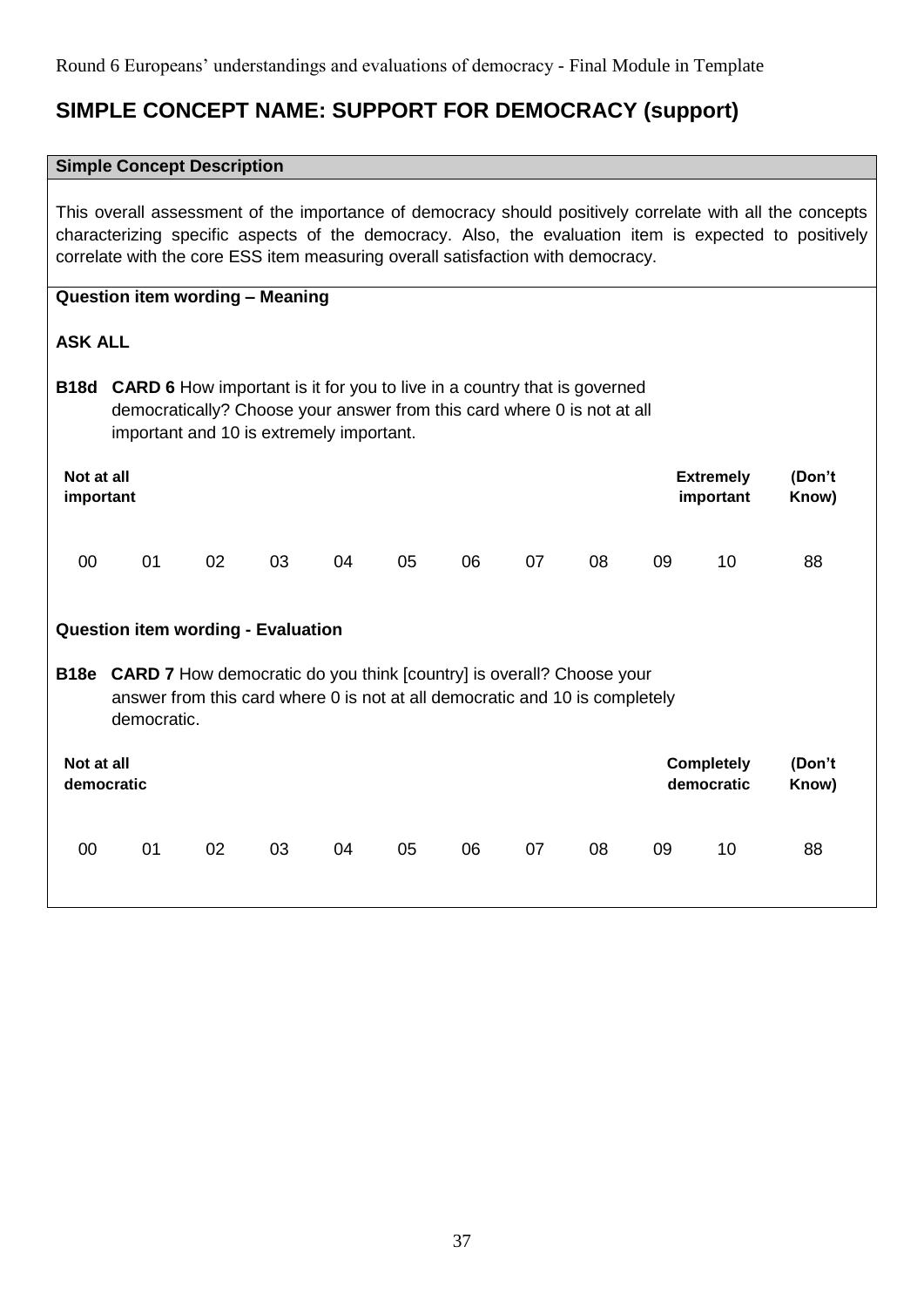# SIMPLE CONCEPT NAME: SUPPORT FOR DEMOCRACY (support)

**Simple Concept Description**

This overall assessment of the importance of democracy should positively correlate with all the concepts characterizing specific aspects of the democracy. Also, the evaluation item is expected to positively correlate with the core ESS item measuring overall satisfaction with democracy.

**Question item wording – Meaning**

**ASK ALL**

**B18d** **CARD 6** How important is it for you to live in a country that is governed democratically? Choose your answer from this card where 0 is not at all important and 10 is extremely important.

| Not at all important | | | | | | | | | | Extremely important | (Don't Know) |
|---|---|---|---|---|---|---|---|---|---|---|---|
| 00 | 01 | 02 | 03 | 04 | 05 | 06 | 07 | 08 | 09 | 10 | 88 |

**Question item wording - Evaluation**

**B18e** **CARD 7** How democratic do you think [country] is overall? Choose your answer from this card where 0 is not at all democratic and 10 is completely democratic.

| Not at all democratic | | | | | | | | | | Completely democratic | (Don't Know) |
|---|---|---|---|---|---|---|---|---|---|---|---|
| 00 | 01 | 02 | 03 | 04 | 05 | 06 | 07 | 08 | 09 | 10 | 88 |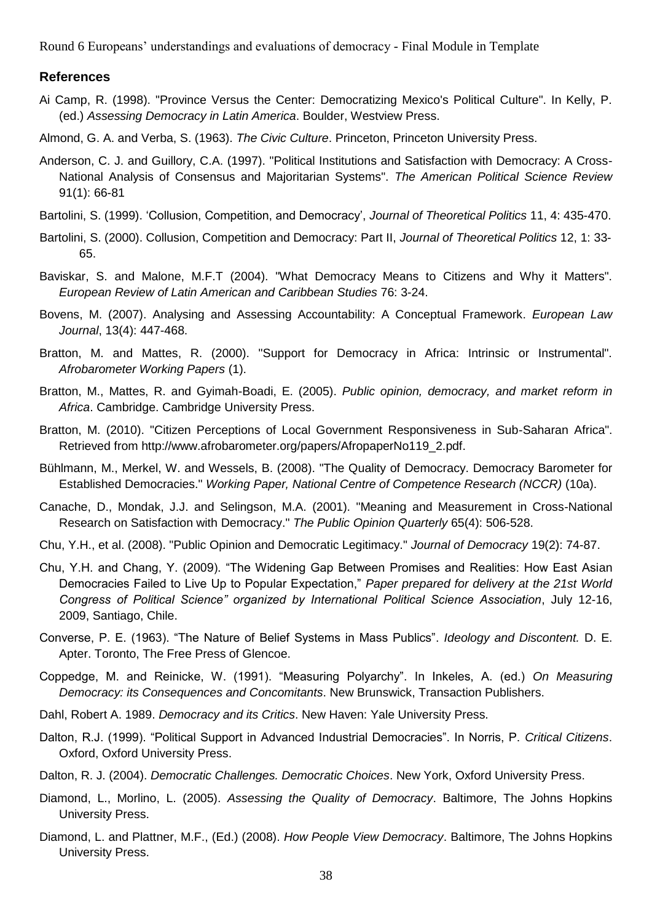## References

Ai Camp, R. (1998). "Province Versus the Center: Democratizing Mexico's Political Culture". In Kelly, P. (ed.) *Assessing Democracy in Latin America*. Boulder, Westview Press.

Almond, G. A. and Verba, S. (1963). *The Civic Culture*. Princeton, Princeton University Press.

Anderson, C. J. and Guillory, C.A. (1997). "Political Institutions and Satisfaction with Democracy: A Cross-National Analysis of Consensus and Majoritarian Systems". *The American Political Science Review* 91(1): 66-81

Bartolini, S. (1999). 'Collusion, Competition, and Democracy', *Journal of Theoretical Politics* 11, 4: 435-470.

Bartolini, S. (2000). Collusion, Competition and Democracy: Part II, *Journal of Theoretical Politics* 12, 1: 33-65.

Baviskar, S. and Malone, M.F.T (2004). "What Democracy Means to Citizens and Why it Matters". *European Review of Latin American and Caribbean Studies* 76: 3-24.

Bovens, M. (2007). Analysing and Assessing Accountability: A Conceptual Framework. *European Law Journal*, 13(4): 447-468.

Bratton, M. and Mattes, R. (2000). "Support for Democracy in Africa: Intrinsic or Instrumental". *Afrobarometer Working Papers* (1).

Bratton, M., Mattes, R. and Gyimah-Boadi, E. (2005). *Public opinion, democracy, and market reform in Africa*. Cambridge. Cambridge University Press.

Bratton, M. (2010). "Citizen Perceptions of Local Government Responsiveness in Sub-Saharan Africa". Retrieved from http://www.afrobarometer.org/papers/AfropaperNo119_2.pdf.

Bühlmann, M., Merkel, W. and Wessels, B. (2008). "The Quality of Democracy. Democracy Barometer for Established Democracies." *Working Paper, National Centre of Competence Research (NCCR)* (10a).

Canache, D., Mondak, J.J. and Selingson, M.A. (2001). "Meaning and Measurement in Cross-National Research on Satisfaction with Democracy." *The Public Opinion Quarterly* 65(4): 506-528.

Chu, Y.H., et al. (2008). "Public Opinion and Democratic Legitimacy." *Journal of Democracy* 19(2): 74-87.

Chu, Y.H. and Chang, Y. (2009). "The Widening Gap Between Promises and Realities: How East Asian Democracies Failed to Live Up to Popular Expectation," *Paper prepared for delivery at the 21st World Congress of Political Science" organized by International Political Science Association*, July 12-16, 2009, Santiago, Chile.

Converse, P. E. (1963). "The Nature of Belief Systems in Mass Publics". *Ideology and Discontent.* D. E. Apter. Toronto, The Free Press of Glencoe.

Coppedge, M. and Reinicke, W. (1991). "Measuring Polyarchy". In Inkeles, A. (ed.) *On Measuring Democracy: its Consequences and Concomitants*. New Brunswick, Transaction Publishers.

Dahl, Robert A. 1989. *Democracy and its Critics*. New Haven: Yale University Press.

Dalton, R.J. (1999). "Political Support in Advanced Industrial Democracies". In Norris, P. *Critical Citizens*. Oxford, Oxford University Press.

Dalton, R. J. (2004). *Democratic Challenges. Democratic Choices*. New York, Oxford University Press.

Diamond, L., Morlino, L. (2005). *Assessing the Quality of Democracy*. Baltimore, The Johns Hopkins University Press.

Diamond, L. and Plattner, M.F., (Ed.) (2008). *How People View Democracy*. Baltimore, The Johns Hopkins University Press.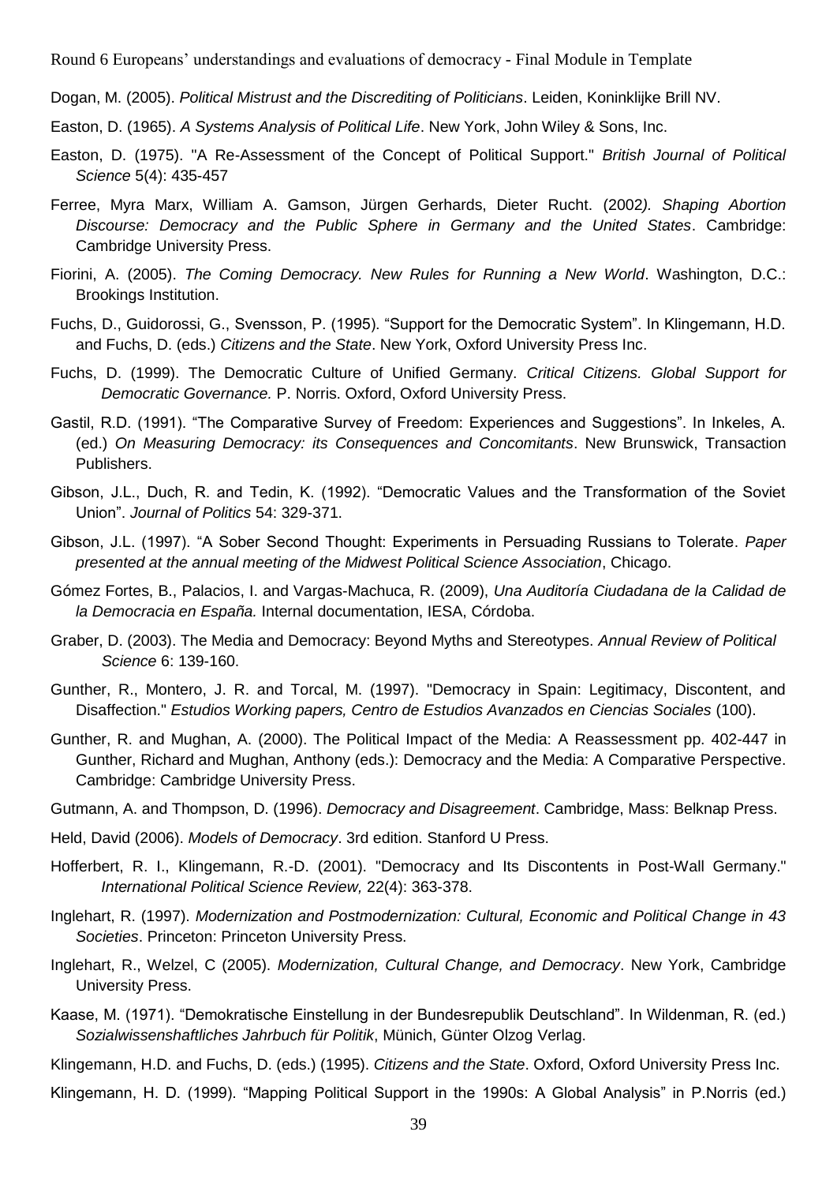Dogan, M. (2005). *Political Mistrust and the Discrediting of Politicians*. Leiden, Koninklijke Brill NV.

Easton, D. (1965). *A Systems Analysis of Political Life*. New York, John Wiley & Sons, Inc.

Easton, D. (1975). "A Re-Assessment of the Concept of Political Support." *British Journal of Political Science* 5(4): 435-457

Ferree, Myra Marx, William A. Gamson, Jürgen Gerhards, Dieter Rucht. (2002*). Shaping Abortion Discourse: Democracy and the Public Sphere in Germany and the United States*. Cambridge: Cambridge University Press.

Fiorini, A. (2005). *The Coming Democracy. New Rules for Running a New World*. Washington, D.C.: Brookings Institution.

Fuchs, D., Guidorossi, G., Svensson, P. (1995). "Support for the Democratic System". In Klingemann, H.D. and Fuchs, D. (eds.) *Citizens and the State*. New York, Oxford University Press Inc.

Fuchs, D. (1999). The Democratic Culture of Unified Germany. *Critical Citizens. Global Support for Democratic Governance.* P. Norris. Oxford, Oxford University Press.

Gastil, R.D. (1991). "The Comparative Survey of Freedom: Experiences and Suggestions". In Inkeles, A. (ed.) *On Measuring Democracy: its Consequences and Concomitants*. New Brunswick, Transaction Publishers.

Gibson, J.L., Duch, R. and Tedin, K. (1992). "Democratic Values and the Transformation of the Soviet Union". *Journal of Politics* 54: 329-371.

Gibson, J.L. (1997). "A Sober Second Thought: Experiments in Persuading Russians to Tolerate. *Paper presented at the annual meeting of the Midwest Political Science Association*, Chicago.

Gómez Fortes, B., Palacios, I. and Vargas-Machuca, R. (2009), *Una Auditoría Ciudadana de la Calidad de la Democracia en España.* Internal documentation, IESA, Córdoba.

Graber, D. (2003). The Media and Democracy: Beyond Myths and Stereotypes. *Annual Review of Political Science* 6: 139-160.

Gunther, R., Montero, J. R. and Torcal, M. (1997). "Democracy in Spain: Legitimacy, Discontent, and Disaffection." *Estudios Working papers, Centro de Estudios Avanzados en Ciencias Sociales* (100).

Gunther, R. and Mughan, A. (2000). The Political Impact of the Media: A Reassessment pp. 402-447 in Gunther, Richard and Mughan, Anthony (eds.): Democracy and the Media: A Comparative Perspective. Cambridge: Cambridge University Press.

Gutmann, A. and Thompson, D. (1996). *Democracy and Disagreement*. Cambridge, Mass: Belknap Press.

Held, David (2006). *Models of Democracy*. 3rd edition. Stanford U Press.

Hofferbert, R. I., Klingemann, R.-D. (2001). "Democracy and Its Discontents in Post-Wall Germany." *International Political Science Review,* 22(4): 363-378.

Inglehart, R. (1997). *Modernization and Postmodernization: Cultural, Economic and Political Change in 43 Societies*. Princeton: Princeton University Press.

Inglehart, R., Welzel, C (2005). *Modernization, Cultural Change, and Democracy*. New York, Cambridge University Press.

Kaase, M. (1971). "Demokratische Einstellung in der Bundesrepublik Deutschland". In Wildenman, R. (ed.) *Sozialwissenshaftliches Jahrbuch für Politik*, Münich, Günter Olzog Verlag.

Klingemann, H.D. and Fuchs, D. (eds.) (1995). *Citizens and the State*. Oxford, Oxford University Press Inc.

Klingemann, H. D. (1999). "Mapping Political Support in the 1990s: A Global Analysis" in P.Norris (ed.)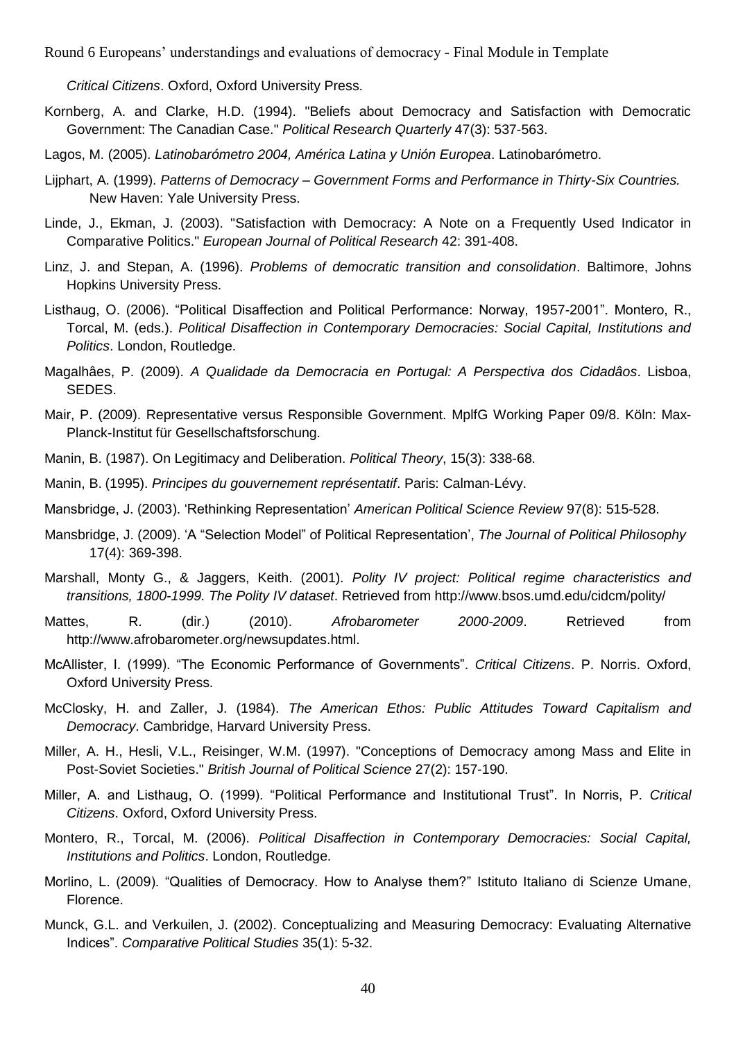*Critical Citizens*. Oxford, Oxford University Press.

Kornberg, A. and Clarke, H.D. (1994). "Beliefs about Democracy and Satisfaction with Democratic Government: The Canadian Case." *Political Research Quarterly* 47(3): 537-563.

Lagos, M. (2005). *Latinobarómetro 2004, América Latina y Unión Europea*. Latinobarómetro.

Lijphart, A. (1999). *Patterns of Democracy – Government Forms and Performance in Thirty-Six Countries.* New Haven: Yale University Press.

Linde, J., Ekman, J. (2003). "Satisfaction with Democracy: A Note on a Frequently Used Indicator in Comparative Politics." *European Journal of Political Research* 42: 391-408.

Linz, J. and Stepan, A. (1996). *Problems of democratic transition and consolidation*. Baltimore, Johns Hopkins University Press.

Listhaug, O. (2006). "Political Disaffection and Political Performance: Norway, 1957-2001". Montero, R., Torcal, M. (eds.). *Political Disaffection in Contemporary Democracies: Social Capital, Institutions and Politics*. London, Routledge.

Magalhâes, P. (2009). *A Qualidade da Democracia en Portugal: A Perspectiva dos Cidadâos*. Lisboa, SEDES.

Mair, P. (2009). Representative versus Responsible Government. MplfG Working Paper 09/8. Köln: Max-Planck-Institut für Gesellschaftsforschung.

Manin, B. (1987). On Legitimacy and Deliberation. *Political Theory*, 15(3): 338-68.

Manin, B. (1995). *Principes du gouvernement représentatif*. Paris: Calman-Lévy.

Mansbridge, J. (2003). 'Rethinking Representation' *American Political Science Review* 97(8): 515-528.

Mansbridge, J. (2009). 'A "Selection Model" of Political Representation', *The Journal of Political Philosophy* 17(4): 369-398.

Marshall, Monty G., & Jaggers, Keith. (2001). *Polity IV project: Political regime characteristics and transitions, 1800-1999. The Polity IV dataset*. Retrieved from http://www.bsos.umd.edu/cidcm/polity/

Mattes, R. (dir.) (2010). *Afrobarometer 2000-2009*. Retrieved from http://www.afrobarometer.org/newsupdates.html.

McAllister, I. (1999). "The Economic Performance of Governments". *Critical Citizens*. P. Norris. Oxford, Oxford University Press.

McClosky, H. and Zaller, J. (1984). *The American Ethos: Public Attitudes Toward Capitalism and Democracy*. Cambridge, Harvard University Press.

Miller, A. H., Hesli, V.L., Reisinger, W.M. (1997). "Conceptions of Democracy among Mass and Elite in Post-Soviet Societies." *British Journal of Political Science* 27(2): 157-190.

Miller, A. and Listhaug, O. (1999). "Political Performance and Institutional Trust". In Norris, P. *Critical Citizens*. Oxford, Oxford University Press.

Montero, R., Torcal, M. (2006). *Political Disaffection in Contemporary Democracies: Social Capital, Institutions and Politics*. London, Routledge.

Morlino, L. (2009). "Qualities of Democracy. How to Analyse them?" Istituto Italiano di Scienze Umane, Florence.

Munck, G.L. and Verkuilen, J. (2002). Conceptualizing and Measuring Democracy: Evaluating Alternative Indices". *Comparative Political Studies* 35(1): 5-32.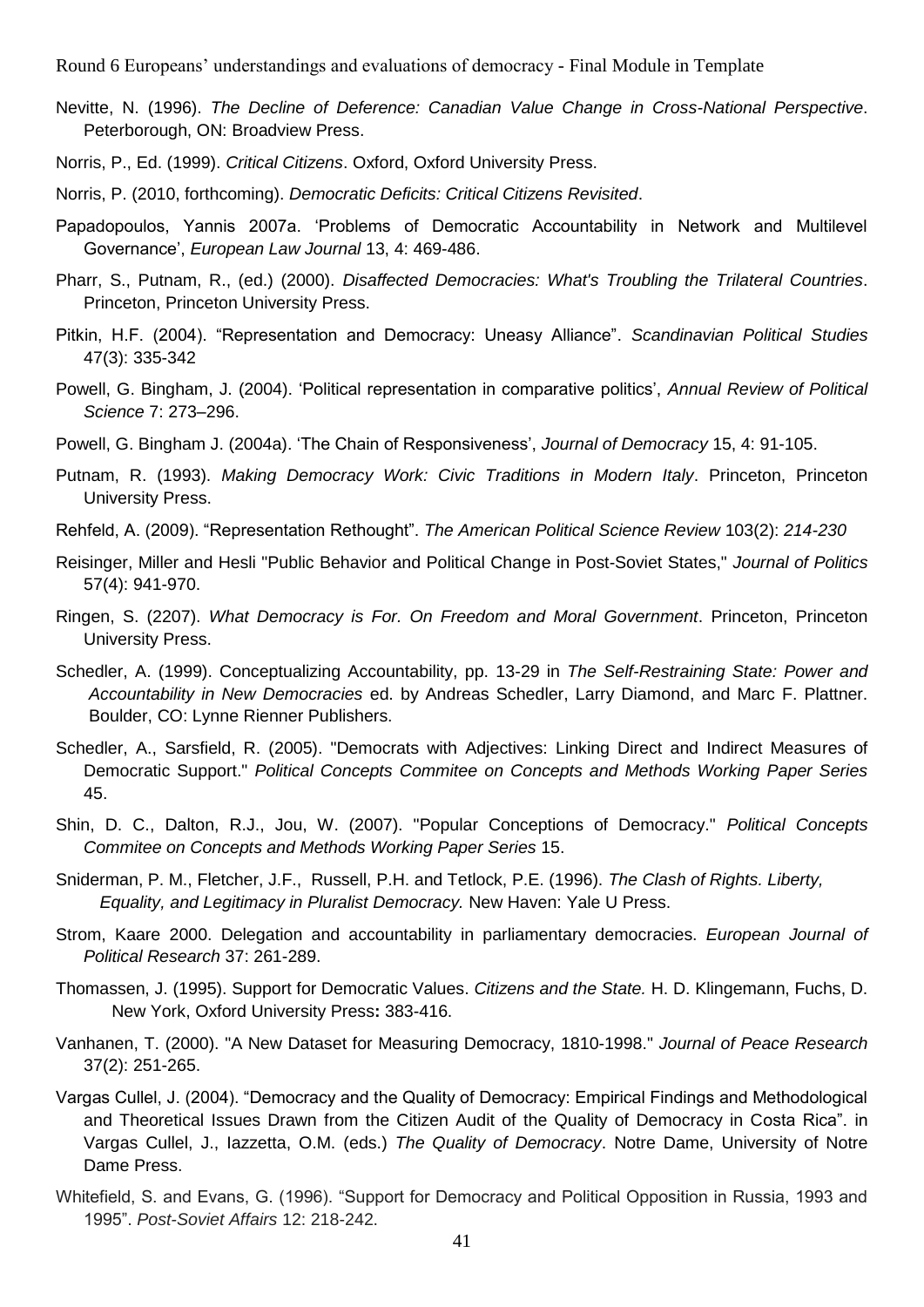Nevitte, N. (1996). *The Decline of Deference: Canadian Value Change in Cross-National Perspective*. Peterborough, ON: Broadview Press.

Norris, P., Ed. (1999). *Critical Citizens*. Oxford, Oxford University Press.

Norris, P. (2010, forthcoming). *Democratic Deficits: Critical Citizens Revisited*.

Papadopoulos, Yannis 2007a. 'Problems of Democratic Accountability in Network and Multilevel Governance', *European Law Journal* 13, 4: 469-486.

Pharr, S., Putnam, R., (ed.) (2000). *Disaffected Democracies: What's Troubling the Trilateral Countries*. Princeton, Princeton University Press.

Pitkin, H.F. (2004). "Representation and Democracy: Uneasy Alliance". *Scandinavian Political Studies* 47(3): 335-342

Powell, G. Bingham, J. (2004). 'Political representation in comparative politics', *Annual Review of Political Science* 7: 273–296.

Powell, G. Bingham J. (2004a). 'The Chain of Responsiveness', *Journal of Democracy* 15, 4: 91-105.

Putnam, R. (1993). *Making Democracy Work: Civic Traditions in Modern Italy*. Princeton, Princeton University Press.

Rehfeld, A. (2009). "Representation Rethought". *The American Political Science Review* 103(2): *214-230*

Reisinger, Miller and Hesli "Public Behavior and Political Change in Post-Soviet States," *Journal of Politics* 57(4): 941-970.

Ringen, S. (2207). *What Democracy is For. On Freedom and Moral Government*. Princeton, Princeton University Press.

Schedler, A. (1999). Conceptualizing Accountability, pp. 13-29 in *The Self-Restraining State: Power and Accountability in New Democracies* ed. by Andreas Schedler, Larry Diamond, and Marc F. Plattner. Boulder, CO: Lynne Rienner Publishers.

Schedler, A., Sarsfield, R. (2005). "Democrats with Adjectives: Linking Direct and Indirect Measures of Democratic Support." *Political Concepts Commitee on Concepts and Methods Working Paper Series* 45.

Shin, D. C., Dalton, R.J., Jou, W. (2007). "Popular Conceptions of Democracy." *Political Concepts Commitee on Concepts and Methods Working Paper Series* 15.

Sniderman, P. M., Fletcher, J.F., Russell, P.H. and Tetlock, P.E. (1996). *The Clash of Rights. Liberty, Equality, and Legitimacy in Pluralist Democracy.* New Haven: Yale U Press.

Strom, Kaare 2000. Delegation and accountability in parliamentary democracies. *European Journal of Political Research* 37: 261-289.

Thomassen, J. (1995). Support for Democratic Values. *Citizens and the State.* H. D. Klingemann, Fuchs, D. New York, Oxford University Press**:** 383-416.

Vanhanen, T. (2000). "A New Dataset for Measuring Democracy, 1810-1998." *Journal of Peace Research* 37(2): 251-265.

Vargas Cullel, J. (2004). "Democracy and the Quality of Democracy: Empirical Findings and Methodological and Theoretical Issues Drawn from the Citizen Audit of the Quality of Democracy in Costa Rica". in Vargas Cullel, J., Iazzetta, O.M. (eds.) *The Quality of Democracy*. Notre Dame, University of Notre Dame Press.

Whitefield, S. and Evans, G. (1996). "Support for Democracy and Political Opposition in Russia, 1993 and 1995". *Post-Soviet Affairs* 12: 218-242.